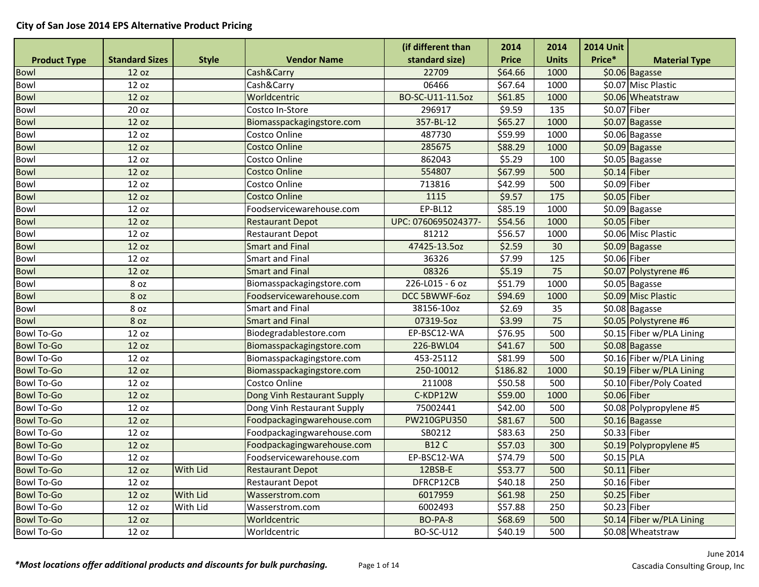# City of San Jose 2014 EPS Alternative Product Pricing

| Product Type | Standard Sizes | Style | Vendor Name | (if different than standard size) | 2014 Price | 2014 Units | 2014 Unit Price* | Material Type |
|---|---|---|---|---|---|---|---|---|
| Bowl | 12 oz | | Cash&Carry | 22709 | $64.66 | 1000 | $0.06 | Bagasse |
| Bowl | 12 oz | | Cash&Carry | 06466 | $67.64 | 1000 | $0.07 | Misc Plastic |
| Bowl | 12 oz | | Worldcentric | BO-SC-U11-11.5oz | $61.85 | 1000 | $0.06 | Wheatstraw |
| Bowl | 20 oz | | Costco In-Store | 296917 | $9.59 | 135 | $0.07 | Fiber |
| Bowl | 12 oz | | Biomasspackagingstore.com | 357-BL-12 | $65.27 | 1000 | $0.07 | Bagasse |
| Bowl | 12 oz | | Costco Online | 487730 | $59.99 | 1000 | $0.06 | Bagasse |
| Bowl | 12 oz | | Costco Online | 285675 | $88.29 | 1000 | $0.09 | Bagasse |
| Bowl | 12 oz | | Costco Online | 862043 | $5.29 | 100 | $0.05 | Bagasse |
| Bowl | 12 oz | | Costco Online | 554807 | $67.99 | 500 | $0.14 | Fiber |
| Bowl | 12 oz | | Costco Online | 713816 | $42.99 | 500 | $0.09 | Fiber |
| Bowl | 12 oz | | Costco Online | 1115 | $9.57 | 175 | $0.05 | Fiber |
| Bowl | 12 oz | | Foodservicewarehouse.com | EP-BL12 | $85.19 | 1000 | $0.09 | Bagasse |
| Bowl | 12 oz | | Restaurant Depot | UPC: 0760695024377- | $54.56 | 1000 | $0.05 | Fiber |
| Bowl | 12 oz | | Restaurant Depot | 81212 | $56.57 | 1000 | $0.06 | Misc Plastic |
| Bowl | 12 oz | | Smart and Final | 47425-13.5oz | $2.59 | 30 | $0.09 | Bagasse |
| Bowl | 12 oz | | Smart and Final | 36326 | $7.99 | 125 | $0.06 | Fiber |
| Bowl | 12 oz | | Smart and Final | 08326 | $5.19 | 75 | $0.07 | Polystyrene #6 |
| Bowl | 8 oz | | Biomasspackagingstore.com | 226-L015 - 6 oz | $51.79 | 1000 | $0.05 | Bagasse |
| Bowl | 8 oz | | Foodservicewarehouse.com | DCC 5BWWF-6oz | $94.69 | 1000 | $0.09 | Misc Plastic |
| Bowl | 8 oz | | Smart and Final | 38156-10oz | $2.69 | 35 | $0.08 | Bagasse |
| Bowl | 8 oz | | Smart and Final | 07319-5oz | $3.99 | 75 | $0.05 | Polystyrene #6 |
| Bowl To-Go | 12 oz | | Biodegradablestore.com | EP-BSC12-WA | $76.95 | 500 | $0.15 | Fiber w/PLA Lining |
| Bowl To-Go | 12 oz | | Biomasspackagingstore.com | 226-BWL04 | $41.67 | 500 | $0.08 | Bagasse |
| Bowl To-Go | 12 oz | | Biomasspackagingstore.com | 453-25112 | $81.99 | 500 | $0.16 | Fiber w/PLA Lining |
| Bowl To-Go | 12 oz | | Biomasspackagingstore.com | 250-10012 | $186.82 | 1000 | $0.19 | Fiber w/PLA Lining |
| Bowl To-Go | 12 oz | | Costco Online | 211008 | $50.58 | 500 | $0.10 | Fiber/Poly Coated |
| Bowl To-Go | 12 oz | | Dong Vinh Restaurant Supply | C-KDP12W | $59.00 | 1000 | $0.06 | Fiber |
| Bowl To-Go | 12 oz | | Dong Vinh Restaurant Supply | 75002441 | $42.00 | 500 | $0.08 | Polypropylene #5 |
| Bowl To-Go | 12 oz | | Foodpackagingwarehouse.com | PW210GPU350 | $81.67 | 500 | $0.16 | Bagasse |
| Bowl To-Go | 12 oz | | Foodpackagingwarehouse.com | SB0212 | $83.63 | 250 | $0.33 | Fiber |
| Bowl To-Go | 12 oz | | Foodpackagingwarehouse.com | B12 C | $57.03 | 300 | $0.19 | Polypropylene #5 |
| Bowl To-Go | 12 oz | | Foodservicewarehouse.com | EP-BSC12-WA | $74.79 | 500 | $0.15 | PLA |
| Bowl To-Go | 12 oz | With Lid | Restaurant Depot | 12BSB-E | $53.77 | 500 | $0.11 | Fiber |
| Bowl To-Go | 12 oz | | Restaurant Depot | DFRCP12CB | $40.18 | 250 | $0.16 | Fiber |
| Bowl To-Go | 12 oz | With Lid | Wasserstrom.com | 6017959 | $61.98 | 250 | $0.25 | Fiber |
| Bowl To-Go | 12 oz | With Lid | Wasserstrom.com | 6002493 | $57.88 | 250 | $0.23 | Fiber |
| Bowl To-Go | 12 oz | | Worldcentric | BO-PA-8 | $68.69 | 500 | $0.14 | Fiber w/PLA Lining |
| Bowl To-Go | 12 oz | | Worldcentric | BO-SC-U12 | $40.19 | 500 | $0.08 | Wheatstraw |

***Most locations offer additional products and discounts for bulk purchasing.***

June 2014
Cascadia Consulting Group, Inc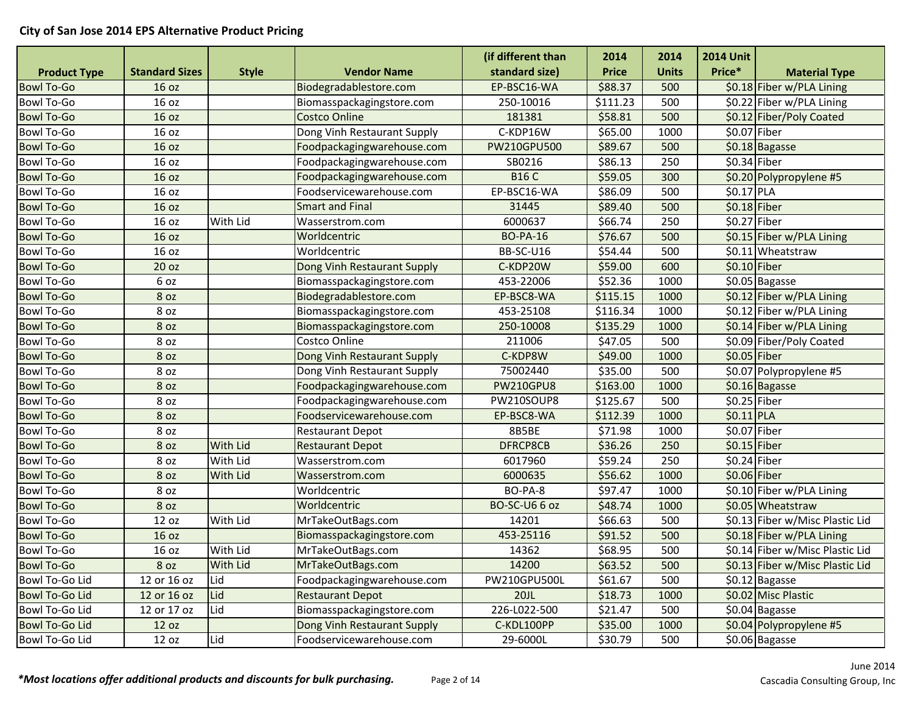## City of San Jose 2014 EPS Alternative Product Pricing

| Product Type | Standard Sizes | Style | Vendor Name | (if different than standard size) | 2014 Price | 2014 Units | 2014 Unit Price* | Material Type |
|---|---|---|---|---|---|---|---|---|
| Bowl To-Go | 16 oz | | Biodegradablestore.com | EP-BSC16-WA | $88.37 | 500 | $0.18 | Fiber w/PLA Lining |
| Bowl To-Go | 16 oz | | Biomasspackagingstore.com | 250-10016 | $111.23 | 500 | $0.22 | Fiber w/PLA Lining |
| Bowl To-Go | 16 oz | | Costco Online | 181381 | $58.81 | 500 | $0.12 | Fiber/Poly Coated |
| Bowl To-Go | 16 oz | | Dong Vinh Restaurant Supply | C-KDP16W | $65.00 | 1000 | $0.07 | Fiber |
| Bowl To-Go | 16 oz | | Foodpackagingwarehouse.com | PW210GPU500 | $89.67 | 500 | $0.18 | Bagasse |
| Bowl To-Go | 16 oz | | Foodpackagingwarehouse.com | SB0216 | $86.13 | 250 | $0.34 | Fiber |
| Bowl To-Go | 16 oz | | Foodpackagingwarehouse.com | B16 C | $59.05 | 300 | $0.20 | Polypropylene #5 |
| Bowl To-Go | 16 oz | | Foodservicewarehouse.com | EP-BSC16-WA | $86.09 | 500 | $0.17 | PLA |
| Bowl To-Go | 16 oz | | Smart and Final | 31445 | $89.40 | 500 | $0.18 | Fiber |
| Bowl To-Go | 16 oz | With Lid | Wasserstrom.com | 6000637 | $66.74 | 250 | $0.27 | Fiber |
| Bowl To-Go | 16 oz | | Worldcentric | BO-PA-16 | $76.67 | 500 | $0.15 | Fiber w/PLA Lining |
| Bowl To-Go | 16 oz | | Worldcentric | BB-SC-U16 | $54.44 | 500 | $0.11 | Wheatstraw |
| Bowl To-Go | 20 oz | | Dong Vinh Restaurant Supply | C-KDP20W | $59.00 | 600 | $0.10 | Fiber |
| Bowl To-Go | 6 oz | | Biomasspackagingstore.com | 453-22006 | $52.36 | 1000 | $0.05 | Bagasse |
| Bowl To-Go | 8 oz | | Biodegradablestore.com | EP-BSC8-WA | $115.15 | 1000 | $0.12 | Fiber w/PLA Lining |
| Bowl To-Go | 8 oz | | Biomasspackagingstore.com | 453-25108 | $116.34 | 1000 | $0.12 | Fiber w/PLA Lining |
| Bowl To-Go | 8 oz | | Biomasspackagingstore.com | 250-10008 | $135.29 | 1000 | $0.14 | Fiber w/PLA Lining |
| Bowl To-Go | 8 oz | | Costco Online | 211006 | $47.05 | 500 | $0.09 | Fiber/Poly Coated |
| Bowl To-Go | 8 oz | | Dong Vinh Restaurant Supply | C-KDP8W | $49.00 | 1000 | $0.05 | Fiber |
| Bowl To-Go | 8 oz | | Dong Vinh Restaurant Supply | 75002440 | $35.00 | 500 | $0.07 | Polypropylene #5 |
| Bowl To-Go | 8 oz | | Foodpackagingwarehouse.com | PW210GPU8 | $163.00 | 1000 | $0.16 | Bagasse |
| Bowl To-Go | 8 oz | | Foodpackagingwarehouse.com | PW210SOUP8 | $125.67 | 500 | $0.25 | Fiber |
| Bowl To-Go | 8 oz | | Foodservicewarehouse.com | EP-BSC8-WA | $112.39 | 1000 | $0.11 | PLA |
| Bowl To-Go | 8 oz | | Restaurant Depot | 8B5BE | $71.98 | 1000 | $0.07 | Fiber |
| Bowl To-Go | 8 oz | With Lid | Restaurant Depot | DFRCP8CB | $36.26 | 250 | $0.15 | Fiber |
| Bowl To-Go | 8 oz | With Lid | Wasserstrom.com | 6017960 | $59.24 | 250 | $0.24 | Fiber |
| Bowl To-Go | 8 oz | With Lid | Wasserstrom.com | 6000635 | $56.62 | 1000 | $0.06 | Fiber |
| Bowl To-Go | 8 oz | | Worldcentric | BO-PA-8 | $97.47 | 1000 | $0.10 | Fiber w/PLA Lining |
| Bowl To-Go | 8 oz | | Worldcentric | BO-SC-U6 6 oz | $48.74 | 1000 | $0.05 | Wheatstraw |
| Bowl To-Go | 12 oz | With Lid | MrTakeOutBags.com | 14201 | $66.63 | 500 | $0.13 | Fiber w/Misc Plastic Lid |
| Bowl To-Go | 16 oz | | Biomasspackagingstore.com | 453-25116 | $91.52 | 500 | $0.18 | Fiber w/PLA Lining |
| Bowl To-Go | 16 oz | With Lid | MrTakeOutBags.com | 14362 | $68.95 | 500 | $0.14 | Fiber w/Misc Plastic Lid |
| Bowl To-Go | 8 oz | With Lid | MrTakeOutBags.com | 14200 | $63.52 | 500 | $0.13 | Fiber w/Misc Plastic Lid |
| Bowl To-Go Lid | 12 or 16 oz | Lid | Foodpackagingwarehouse.com | PW210GPU500L | $61.67 | 500 | $0.12 | Bagasse |
| Bowl To-Go Lid | 12 or 16 oz | Lid | Restaurant Depot | 20JL | $18.73 | 1000 | $0.02 | Misc Plastic |
| Bowl To-Go Lid | 12 or 17 oz | Lid | Biomasspackagingstore.com | 226-L022-500 | $21.47 | 500 | $0.04 | Bagasse |
| Bowl To-Go Lid | 12 oz | | Dong Vinh Restaurant Supply | C-KDL100PP | $35.00 | 1000 | $0.04 | Polypropylene #5 |
| Bowl To-Go Lid | 12 oz | Lid | Foodservicewarehouse.com | 29-6000L | $30.79 | 500 | $0.06 | Bagasse |

***Most locations offer additional products and discounts for bulk purchasing.***

June 2014
Cascadia Consulting Group, Inc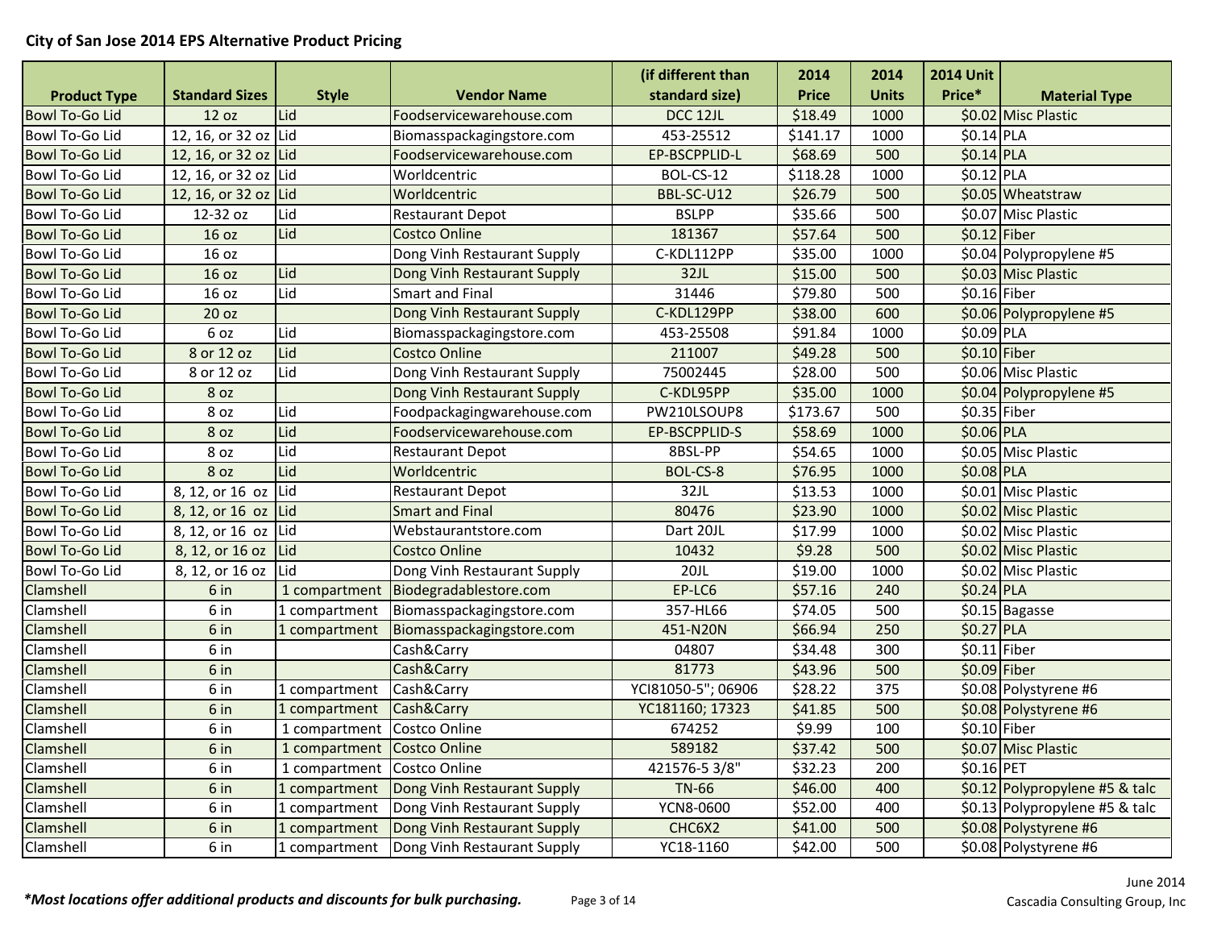## City of San Jose 2014 EPS Alternative Product Pricing

| Product Type | Standard Sizes | Style | Vendor Name | (if different than standard size) | 2014 Price | 2014 Units | 2014 Unit Price* | Material Type |
|---|---|---|---|---|---|---|---|---|
| Bowl To-Go Lid | 12 oz | Lid | Foodservicewarehouse.com | DCC 12JL | $18.49 | 1000 | $0.02 | Misc Plastic |
| Bowl To-Go Lid | 12, 16, or 32 oz | Lid | Biomasspackagingstore.com | 453-25512 | $141.17 | 1000 | $0.14 | PLA |
| Bowl To-Go Lid | 12, 16, or 32 oz | Lid | Foodservicewarehouse.com | EP-BSCPPLID-L | $68.69 | 500 | $0.14 | PLA |
| Bowl To-Go Lid | 12, 16, or 32 oz | Lid | Worldcentric | BOL-CS-12 | $118.28 | 1000 | $0.12 | PLA |
| Bowl To-Go Lid | 12, 16, or 32 oz | Lid | Worldcentric | BBL-SC-U12 | $26.79 | 500 | $0.05 | Wheatstraw |
| Bowl To-Go Lid | 12-32 oz | Lid | Restaurant Depot | BSLPP | $35.66 | 500 | $0.07 | Misc Plastic |
| Bowl To-Go Lid | 16 oz | Lid | Costco Online | 181367 | $57.64 | 500 | $0.12 | Fiber |
| Bowl To-Go Lid | 16 oz | | Dong Vinh Restaurant Supply | C-KDL112PP | $35.00 | 1000 | $0.04 | Polypropylene #5 |
| Bowl To-Go Lid | 16 oz | Lid | Dong Vinh Restaurant Supply | 32JL | $15.00 | 500 | $0.03 | Misc Plastic |
| Bowl To-Go Lid | 16 oz | Lid | Smart and Final | 31446 | $79.80 | 500 | $0.16 | Fiber |
| Bowl To-Go Lid | 20 oz | | Dong Vinh Restaurant Supply | C-KDL129PP | $38.00 | 600 | $0.06 | Polypropylene #5 |
| Bowl To-Go Lid | 6 oz | Lid | Biomasspackagingstore.com | 453-25508 | $91.84 | 1000 | $0.09 | PLA |
| Bowl To-Go Lid | 8 or 12 oz | Lid | Costco Online | 211007 | $49.28 | 500 | $0.10 | Fiber |
| Bowl To-Go Lid | 8 or 12 oz | Lid | Dong Vinh Restaurant Supply | 75002445 | $28.00 | 500 | $0.06 | Misc Plastic |
| Bowl To-Go Lid | 8 oz | | Dong Vinh Restaurant Supply | C-KDL95PP | $35.00 | 1000 | $0.04 | Polypropylene #5 |
| Bowl To-Go Lid | 8 oz | Lid | Foodpackagingwarehouse.com | PW210LSOUP8 | $173.67 | 500 | $0.35 | Fiber |
| Bowl To-Go Lid | 8 oz | Lid | Foodservicewarehouse.com | EP-BSCPPLID-S | $58.69 | 1000 | $0.06 | PLA |
| Bowl To-Go Lid | 8 oz | Lid | Restaurant Depot | 8BSL-PP | $54.65 | 1000 | $0.05 | Misc Plastic |
| Bowl To-Go Lid | 8 oz | Lid | Worldcentric | BOL-CS-8 | $76.95 | 1000 | $0.08 | PLA |
| Bowl To-Go Lid | 8, 12, or 16 oz | Lid | Restaurant Depot | 32JL | $13.53 | 1000 | $0.01 | Misc Plastic |
| Bowl To-Go Lid | 8, 12, or 16 oz | Lid | Smart and Final | 80476 | $23.90 | 1000 | $0.02 | Misc Plastic |
| Bowl To-Go Lid | 8, 12, or 16 oz | Lid | Webstaurantstore.com | Dart 20JL | $17.99 | 1000 | $0.02 | Misc Plastic |
| Bowl To-Go Lid | 8, 12, or 16 oz | Lid | Costco Online | 10432 | $9.28 | 500 | $0.02 | Misc Plastic |
| Bowl To-Go Lid | 8, 12, or 16 oz | Lid | Dong Vinh Restaurant Supply | 20JL | $19.00 | 1000 | $0.02 | Misc Plastic |
| Clamshell | 6 in | 1 compartment | Biodegradablestore.com | EP-LC6 | $57.16 | 240 | $0.24 | PLA |
| Clamshell | 6 in | 1 compartment | Biomasspackagingstore.com | 357-HL66 | $74.05 | 500 | $0.15 | Bagasse |
| Clamshell | 6 in | 1 compartment | Biomasspackagingstore.com | 451-N20N | $66.94 | 250 | $0.27 | PLA |
| Clamshell | 6 in | | Cash&Carry | 04807 | $34.48 | 300 | $0.11 | Fiber |
| Clamshell | 6 in | | Cash&Carry | 81773 | $43.96 | 500 | $0.09 | Fiber |
| Clamshell | 6 in | 1 compartment | Cash&Carry | YCI81050-5"; 06906 | $28.22 | 375 | $0.08 | Polystyrene #6 |
| Clamshell | 6 in | 1 compartment | Cash&Carry | YC181160; 17323 | $41.85 | 500 | $0.08 | Polystyrene #6 |
| Clamshell | 6 in | 1 compartment | Costco Online | 674252 | $9.99 | 100 | $0.10 | Fiber |
| Clamshell | 6 in | 1 compartment | Costco Online | 589182 | $37.42 | 500 | $0.07 | Misc Plastic |
| Clamshell | 6 in | 1 compartment | Costco Online | 421576-5 3/8" | $32.23 | 200 | $0.16 | PET |
| Clamshell | 6 in | 1 compartment | Dong Vinh Restaurant Supply | TN-66 | $46.00 | 400 | $0.12 | Polypropylene #5 & talc |
| Clamshell | 6 in | 1 compartment | Dong Vinh Restaurant Supply | YCN8-0600 | $52.00 | 400 | $0.13 | Polypropylene #5 & talc |
| Clamshell | 6 in | 1 compartment | Dong Vinh Restaurant Supply | CHC6X2 | $41.00 | 500 | $0.08 | Polystyrene #6 |
| Clamshell | 6 in | 1 compartment | Dong Vinh Restaurant Supply | YC18-1160 | $42.00 | 500 | $0.08 | Polystyrene #6 |

***Most locations offer additional products and discounts for bulk purchasing.***

June 2014

Cascadia Consulting Group, Inc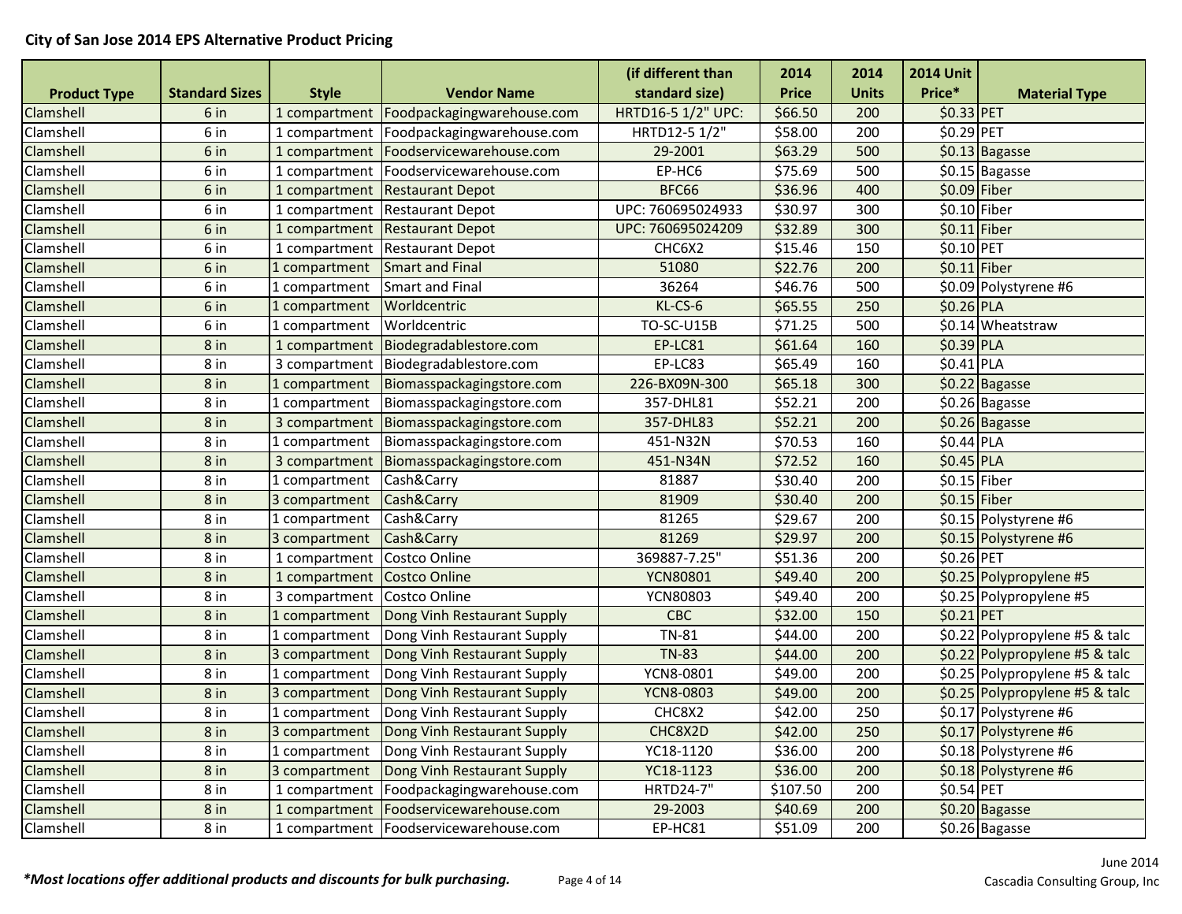## City of San Jose 2014 EPS Alternative Product Pricing

| Product Type | Standard Sizes | Style | Vendor Name | (if different than standard size) | 2014 Price | 2014 Units | 2014 Unit Price* | Material Type |
|---|---|---|---|---|---|---|---|---|
| Clamshell | 6 in | 1 compartment | Foodpackagingwarehouse.com | HRTD16-5 1/2" UPC: | $66.50 | 200 | $0.33 | PET |
| Clamshell | 6 in | 1 compartment | Foodpackagingwarehouse.com | HRTD12-5 1/2" | $58.00 | 200 | $0.29 | PET |
| Clamshell | 6 in | 1 compartment | Foodservicewarehouse.com | 29-2001 | $63.29 | 500 | $0.13 | Bagasse |
| Clamshell | 6 in | 1 compartment | Foodservicewarehouse.com | EP-HC6 | $75.69 | 500 | $0.15 | Bagasse |
| Clamshell | 6 in | 1 compartment | Restaurant Depot | BFC66 | $36.96 | 400 | $0.09 | Fiber |
| Clamshell | 6 in | 1 compartment | Restaurant Depot | UPC: 760695024933 | $30.97 | 300 | $0.10 | Fiber |
| Clamshell | 6 in | 1 compartment | Restaurant Depot | UPC: 760695024209 | $32.89 | 300 | $0.11 | Fiber |
| Clamshell | 6 in | 1 compartment | Restaurant Depot | CHC6X2 | $15.46 | 150 | $0.10 | PET |
| Clamshell | 6 in | 1 compartment | Smart and Final | 51080 | $22.76 | 200 | $0.11 | Fiber |
| Clamshell | 6 in | 1 compartment | Smart and Final | 36264 | $46.76 | 500 | $0.09 | Polystyrene #6 |
| Clamshell | 6 in | 1 compartment | Worldcentric | KL-CS-6 | $65.55 | 250 | $0.26 | PLA |
| Clamshell | 6 in | 1 compartment | Worldcentric | TO-SC-U15B | $71.25 | 500 | $0.14 | Wheatstraw |
| Clamshell | 8 in | 1 compartment | Biodegradablestore.com | EP-LC81 | $61.64 | 160 | $0.39 | PLA |
| Clamshell | 8 in | 3 compartment | Biodegradablestore.com | EP-LC83 | $65.49 | 160 | $0.41 | PLA |
| Clamshell | 8 in | 1 compartment | Biomasspackagingstore.com | 226-BX09N-300 | $65.18 | 300 | $0.22 | Bagasse |
| Clamshell | 8 in | 1 compartment | Biomasspackagingstore.com | 357-DHL81 | $52.21 | 200 | $0.26 | Bagasse |
| Clamshell | 8 in | 3 compartment | Biomasspackagingstore.com | 357-DHL83 | $52.21 | 200 | $0.26 | Bagasse |
| Clamshell | 8 in | 1 compartment | Biomasspackagingstore.com | 451-N32N | $70.53 | 160 | $0.44 | PLA |
| Clamshell | 8 in | 3 compartment | Biomasspackagingstore.com | 451-N34N | $72.52 | 160 | $0.45 | PLA |
| Clamshell | 8 in | 1 compartment | Cash&Carry | 81887 | $30.40 | 200 | $0.15 | Fiber |
| Clamshell | 8 in | 3 compartment | Cash&Carry | 81909 | $30.40 | 200 | $0.15 | Fiber |
| Clamshell | 8 in | 1 compartment | Cash&Carry | 81265 | $29.67 | 200 | $0.15 | Polystyrene #6 |
| Clamshell | 8 in | 3 compartment | Cash&Carry | 81269 | $29.97 | 200 | $0.15 | Polystyrene #6 |
| Clamshell | 8 in | 1 compartment | Costco Online | 369887-7.25" | $51.36 | 200 | $0.26 | PET |
| Clamshell | 8 in | 1 compartment | Costco Online | YCN80801 | $49.40 | 200 | $0.25 | Polypropylene #5 |
| Clamshell | 8 in | 3 compartment | Costco Online | YCN80803 | $49.40 | 200 | $0.25 | Polypropylene #5 |
| Clamshell | 8 in | 1 compartment | Dong Vinh Restaurant Supply | CBC | $32.00 | 150 | $0.21 | PET |
| Clamshell | 8 in | 1 compartment | Dong Vinh Restaurant Supply | TN-81 | $44.00 | 200 | $0.22 | Polypropylene #5 & talc |
| Clamshell | 8 in | 3 compartment | Dong Vinh Restaurant Supply | TN-83 | $44.00 | 200 | $0.22 | Polypropylene #5 & talc |
| Clamshell | 8 in | 1 compartment | Dong Vinh Restaurant Supply | YCN8-0801 | $49.00 | 200 | $0.25 | Polypropylene #5 & talc |
| Clamshell | 8 in | 3 compartment | Dong Vinh Restaurant Supply | YCN8-0803 | $49.00 | 200 | $0.25 | Polypropylene #5 & talc |
| Clamshell | 8 in | 1 compartment | Dong Vinh Restaurant Supply | CHC8X2 | $42.00 | 250 | $0.17 | Polystyrene #6 |
| Clamshell | 8 in | 3 compartment | Dong Vinh Restaurant Supply | CHC8X2D | $42.00 | 250 | $0.17 | Polystyrene #6 |
| Clamshell | 8 in | 1 compartment | Dong Vinh Restaurant Supply | YC18-1120 | $36.00 | 200 | $0.18 | Polystyrene #6 |
| Clamshell | 8 in | 3 compartment | Dong Vinh Restaurant Supply | YC18-1123 | $36.00 | 200 | $0.18 | Polystyrene #6 |
| Clamshell | 8 in | 1 compartment | Foodpackagingwarehouse.com | HRTD24-7" | $107.50 | 200 | $0.54 | PET |
| Clamshell | 8 in | 1 compartment | Foodservicewarehouse.com | 29-2003 | $40.69 | 200 | $0.20 | Bagasse |
| Clamshell | 8 in | 1 compartment | Foodservicewarehouse.com | EP-HC81 | $51.09 | 200 | $0.26 | Bagasse |

***Most locations offer additional products and discounts for bulk purchasing.***

June 2014
Cascadia Consulting Group, Inc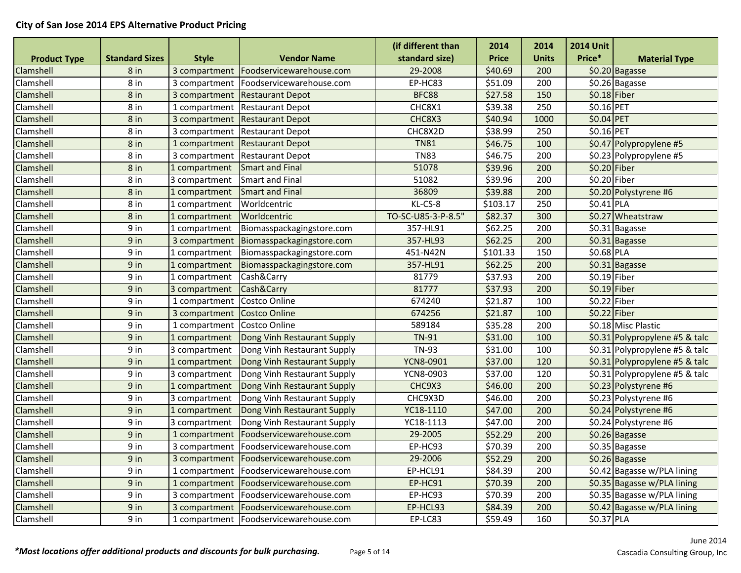**City of San Jose 2014 EPS Alternative Product Pricing**

| Product Type | Standard Sizes | Style | Vendor Name | (if different than standard size) | 2014 Price | 2014 Units | 2014 Unit Price* | Material Type |
|---|---|---|---|---|---|---|---|---|
| Clamshell | 8 in | 3 compartment | Foodservicewarehouse.com | 29-2008 | $40.69 | 200 | $0.20 | Bagasse |
| Clamshell | 8 in | 3 compartment | Foodservicewarehouse.com | EP-HC83 | $51.09 | 200 | $0.26 | Bagasse |
| Clamshell | 8 in | 3 compartment | Restaurant Depot | BFC88 | $27.58 | 150 | $0.18 | Fiber |
| Clamshell | 8 in | 1 compartment | Restaurant Depot | CHC8X1 | $39.38 | 250 | $0.16 | PET |
| Clamshell | 8 in | 3 compartment | Restaurant Depot | CHC8X3 | $40.94 | 1000 | $0.04 | PET |
| Clamshell | 8 in | 3 compartment | Restaurant Depot | CHC8X2D | $38.99 | 250 | $0.16 | PET |
| Clamshell | 8 in | 1 compartment | Restaurant Depot | TN81 | $46.75 | 100 | $0.47 | Polypropylene #5 |
| Clamshell | 8 in | 3 compartment | Restaurant Depot | TN83 | $46.75 | 200 | $0.23 | Polypropylene #5 |
| Clamshell | 8 in | 1 compartment | Smart and Final | 51078 | $39.96 | 200 | $0.20 | Fiber |
| Clamshell | 8 in | 3 compartment | Smart and Final | 51082 | $39.96 | 200 | $0.20 | Fiber |
| Clamshell | 8 in | 1 compartment | Smart and Final | 36809 | $39.88 | 200 | $0.20 | Polystyrene #6 |
| Clamshell | 8 in | 1 compartment | Worldcentric | KL-CS-8 | $103.17 | 250 | $0.41 | PLA |
| Clamshell | 8 in | 1 compartment | Worldcentric | TO-SC-U85-3-P-8.5" | $82.37 | 300 | $0.27 | Wheatstraw |
| Clamshell | 9 in | 1 compartment | Biomasspackagingstore.com | 357-HL91 | $62.25 | 200 | $0.31 | Bagasse |
| Clamshell | 9 in | 3 compartment | Biomasspackagingstore.com | 357-HL93 | $62.25 | 200 | $0.31 | Bagasse |
| Clamshell | 9 in | 1 compartment | Biomasspackagingstore.com | 451-N42N | $101.33 | 150 | $0.68 | PLA |
| Clamshell | 9 in | 1 compartment | Biomasspackagingstore.com | 357-HL91 | $62.25 | 200 | $0.31 | Bagasse |
| Clamshell | 9 in | 1 compartment | Cash&Carry | 81779 | $37.93 | 200 | $0.19 | Fiber |
| Clamshell | 9 in | 3 compartment | Cash&Carry | 81777 | $37.93 | 200 | $0.19 | Fiber |
| Clamshell | 9 in | 1 compartment | Costco Online | 674240 | $21.87 | 100 | $0.22 | Fiber |
| Clamshell | 9 in | 3 compartment | Costco Online | 674256 | $21.87 | 100 | $0.22 | Fiber |
| Clamshell | 9 in | 1 compartment | Costco Online | 589184 | $35.28 | 200 | $0.18 | Misc Plastic |
| Clamshell | 9 in | 1 compartment | Dong Vinh Restaurant Supply | TN-91 | $31.00 | 100 | $0.31 | Polypropylene #5 & talc |
| Clamshell | 9 in | 3 compartment | Dong Vinh Restaurant Supply | TN-93 | $31.00 | 100 | $0.31 | Polypropylene #5 & talc |
| Clamshell | 9 in | 1 compartment | Dong Vinh Restaurant Supply | YCN8-0901 | $37.00 | 120 | $0.31 | Polypropylene #5 & talc |
| Clamshell | 9 in | 3 compartment | Dong Vinh Restaurant Supply | YCN8-0903 | $37.00 | 120 | $0.31 | Polypropylene #5 & talc |
| Clamshell | 9 in | 1 compartment | Dong Vinh Restaurant Supply | CHC9X3 | $46.00 | 200 | $0.23 | Polystyrene #6 |
| Clamshell | 9 in | 3 compartment | Dong Vinh Restaurant Supply | CHC9X3D | $46.00 | 200 | $0.23 | Polystyrene #6 |
| Clamshell | 9 in | 1 compartment | Dong Vinh Restaurant Supply | YC18-1110 | $47.00 | 200 | $0.24 | Polystyrene #6 |
| Clamshell | 9 in | 3 compartment | Dong Vinh Restaurant Supply | YC18-1113 | $47.00 | 200 | $0.24 | Polystyrene #6 |
| Clamshell | 9 in | 1 compartment | Foodservicewarehouse.com | 29-2005 | $52.29 | 200 | $0.26 | Bagasse |
| Clamshell | 9 in | 3 compartment | Foodservicewarehouse.com | EP-HC93 | $70.39 | 200 | $0.35 | Bagasse |
| Clamshell | 9 in | 3 compartment | Foodservicewarehouse.com | 29-2006 | $52.29 | 200 | $0.26 | Bagasse |
| Clamshell | 9 in | 1 compartment | Foodservicewarehouse.com | EP-HCL91 | $84.39 | 200 | $0.42 | Bagasse w/PLA lining |
| Clamshell | 9 in | 1 compartment | Foodservicewarehouse.com | EP-HC91 | $70.39 | 200 | $0.35 | Bagasse w/PLA lining |
| Clamshell | 9 in | 3 compartment | Foodservicewarehouse.com | EP-HC93 | $70.39 | 200 | $0.35 | Bagasse w/PLA lining |
| Clamshell | 9 in | 3 compartment | Foodservicewarehouse.com | EP-HCL93 | $84.39 | 200 | $0.42 | Bagasse w/PLA lining |
| Clamshell | 9 in | 1 compartment | Foodservicewarehouse.com | EP-LC83 | $59.49 | 160 | $0.37 | PLA |

***Most locations offer additional products and discounts for bulk purchasing.***

June 2014
Cascadia Consulting Group, Inc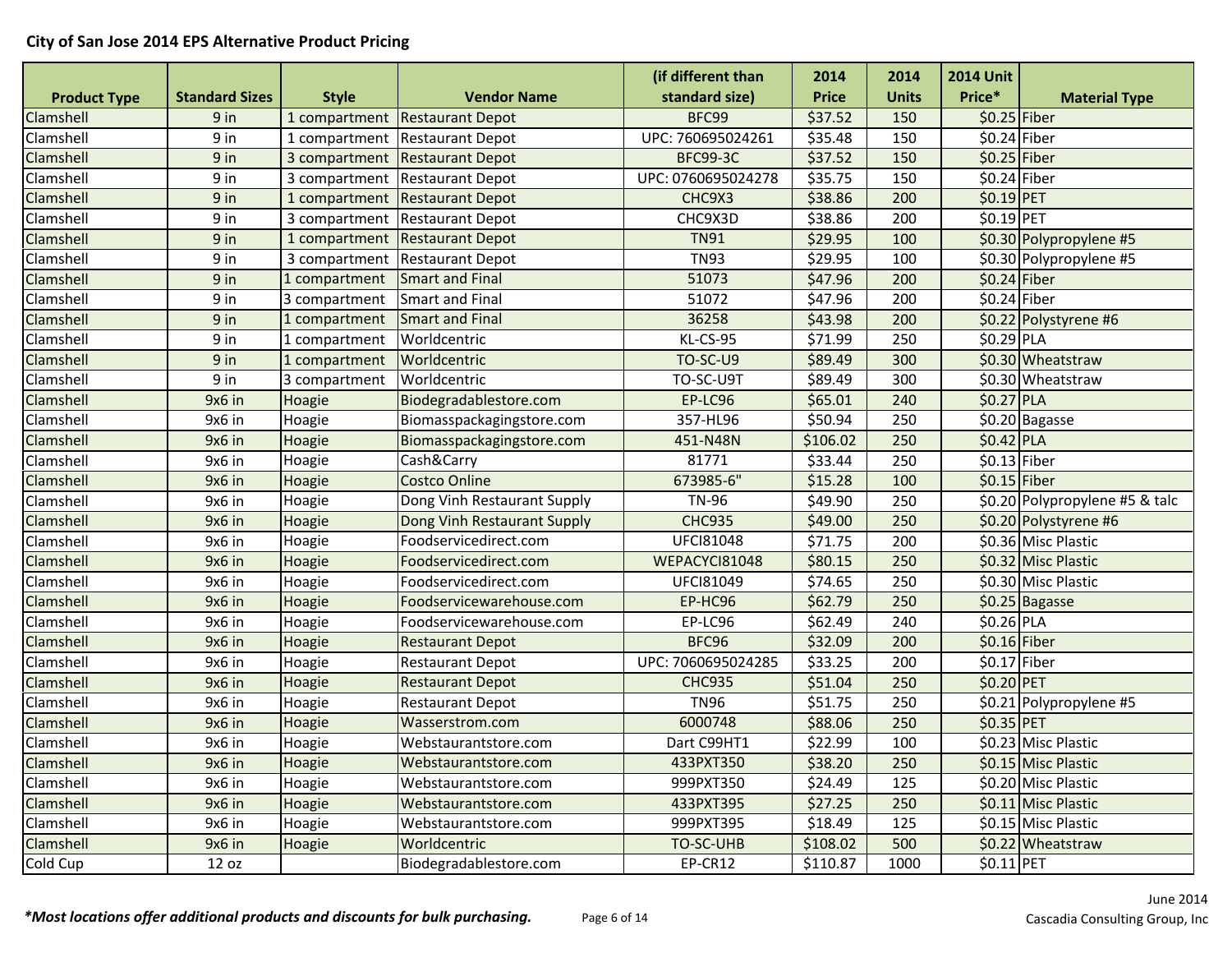**City of San Jose 2014 EPS Alternative Product Pricing**

| Product Type | Standard Sizes | Style | Vendor Name | (if different than standard size) | 2014 Price | 2014 Units | 2014 Unit Price* | Material Type |
|---|---|---|---|---|---|---|---|---|
| Clamshell | 9 in | 1 compartment | Restaurant Depot | BFC99 | $37.52 | 150 | $0.25 | Fiber |
| Clamshell | 9 in | 1 compartment | Restaurant Depot | UPC: 760695024261 | $35.48 | 150 | $0.24 | Fiber |
| Clamshell | 9 in | 3 compartment | Restaurant Depot | BFC99-3C | $37.52 | 150 | $0.25 | Fiber |
| Clamshell | 9 in | 3 compartment | Restaurant Depot | UPC: 0760695024278 | $35.75 | 150 | $0.24 | Fiber |
| Clamshell | 9 in | 1 compartment | Restaurant Depot | CHC9X3 | $38.86 | 200 | $0.19 | PET |
| Clamshell | 9 in | 3 compartment | Restaurant Depot | CHC9X3D | $38.86 | 200 | $0.19 | PET |
| Clamshell | 9 in | 1 compartment | Restaurant Depot | TN91 | $29.95 | 100 | $0.30 | Polypropylene #5 |
| Clamshell | 9 in | 3 compartment | Restaurant Depot | TN93 | $29.95 | 100 | $0.30 | Polypropylene #5 |
| Clamshell | 9 in | 1 compartment | Smart and Final | 51073 | $47.96 | 200 | $0.24 | Fiber |
| Clamshell | 9 in | 3 compartment | Smart and Final | 51072 | $47.96 | 200 | $0.24 | Fiber |
| Clamshell | 9 in | 1 compartment | Smart and Final | 36258 | $43.98 | 200 | $0.22 | Polystyrene #6 |
| Clamshell | 9 in | 1 compartment | Worldcentric | KL-CS-95 | $71.99 | 250 | $0.29 | PLA |
| Clamshell | 9 in | 1 compartment | Worldcentric | TO-SC-U9 | $89.49 | 300 | $0.30 | Wheatstraw |
| Clamshell | 9 in | 3 compartment | Worldcentric | TO-SC-U9T | $89.49 | 300 | $0.30 | Wheatstraw |
| Clamshell | 9x6 in | Hoagie | Biodegradablestore.com | EP-LC96 | $65.01 | 240 | $0.27 | PLA |
| Clamshell | 9x6 in | Hoagie | Biomasspackagingstore.com | 357-HL96 | $50.94 | 250 | $0.20 | Bagasse |
| Clamshell | 9x6 in | Hoagie | Biomasspackagingstore.com | 451-N48N | $106.02 | 250 | $0.42 | PLA |
| Clamshell | 9x6 in | Hoagie | Cash&Carry | 81771 | $33.44 | 250 | $0.13 | Fiber |
| Clamshell | 9x6 in | Hoagie | Costco Online | 673985-6" | $15.28 | 100 | $0.15 | Fiber |
| Clamshell | 9x6 in | Hoagie | Dong Vinh Restaurant Supply | TN-96 | $49.90 | 250 | $0.20 | Polypropylene #5 & talc |
| Clamshell | 9x6 in | Hoagie | Dong Vinh Restaurant Supply | CHC935 | $49.00 | 250 | $0.20 | Polystyrene #6 |
| Clamshell | 9x6 in | Hoagie | Foodservicedirect.com | UFCI81048 | $71.75 | 200 | $0.36 | Misc Plastic |
| Clamshell | 9x6 in | Hoagie | Foodservicedirect.com | WEPACYCI81048 | $80.15 | 250 | $0.32 | Misc Plastic |
| Clamshell | 9x6 in | Hoagie | Foodservicedirect.com | UFCI81049 | $74.65 | 250 | $0.30 | Misc Plastic |
| Clamshell | 9x6 in | Hoagie | Foodservicewarehouse.com | EP-HC96 | $62.79 | 250 | $0.25 | Bagasse |
| Clamshell | 9x6 in | Hoagie | Foodservicewarehouse.com | EP-LC96 | $62.49 | 240 | $0.26 | PLA |
| Clamshell | 9x6 in | Hoagie | Restaurant Depot | BFC96 | $32.09 | 200 | $0.16 | Fiber |
| Clamshell | 9x6 in | Hoagie | Restaurant Depot | UPC: 7060695024285 | $33.25 | 200 | $0.17 | Fiber |
| Clamshell | 9x6 in | Hoagie | Restaurant Depot | CHC935 | $51.04 | 250 | $0.20 | PET |
| Clamshell | 9x6 in | Hoagie | Restaurant Depot | TN96 | $51.75 | 250 | $0.21 | Polypropylene #5 |
| Clamshell | 9x6 in | Hoagie | Wasserstrom.com | 6000748 | $88.06 | 250 | $0.35 | PET |
| Clamshell | 9x6 in | Hoagie | Webstaurantstore.com | Dart C99HT1 | $22.99 | 100 | $0.23 | Misc Plastic |
| Clamshell | 9x6 in | Hoagie | Webstaurantstore.com | 433PXT350 | $38.20 | 250 | $0.15 | Misc Plastic |
| Clamshell | 9x6 in | Hoagie | Webstaurantstore.com | 999PXT350 | $24.49 | 125 | $0.20 | Misc Plastic |
| Clamshell | 9x6 in | Hoagie | Webstaurantstore.com | 433PXT395 | $27.25 | 250 | $0.11 | Misc Plastic |
| Clamshell | 9x6 in | Hoagie | Webstaurantstore.com | 999PXT395 | $18.49 | 125 | $0.15 | Misc Plastic |
| Clamshell | 9x6 in | Hoagie | Worldcentric | TO-SC-UHB | $108.02 | 500 | $0.22 | Wheatstraw |
| Cold Cup | 12 oz | | Biodegradablestore.com | EP-CR12 | $110.87 | 1000 | $0.11 | PET |

***Most locations offer additional products and discounts for bulk purchasing.***

June 2014
Cascadia Consulting Group, Inc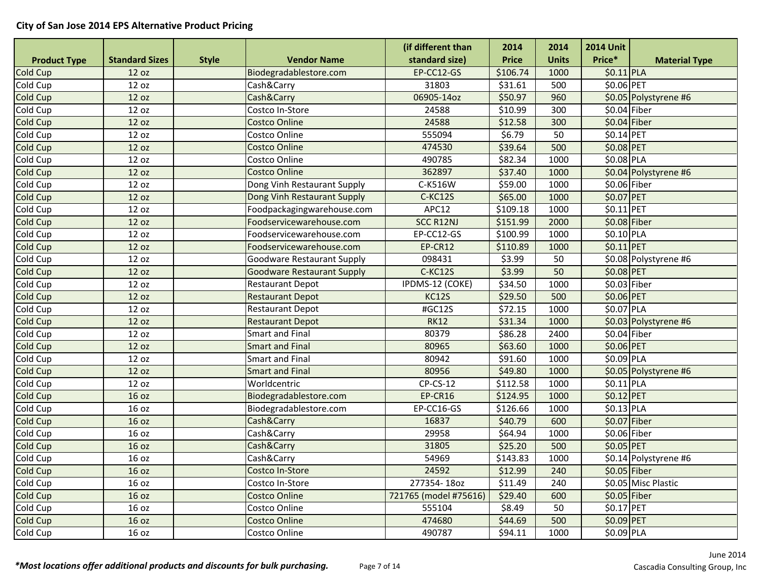# City of San Jose 2014 EPS Alternative Product Pricing

| Product Type | Standard Sizes | Style | Vendor Name | (if different than standard size) | 2014 Price | 2014 Units | 2014 Unit Price* | Material Type |
|---|---|---|---|---|---|---|---|---|
| Cold Cup | 12 oz | | Biodegradablestore.com | EP-CC12-GS | $106.74 | 1000 | $0.11 | PLA |
| Cold Cup | 12 oz | | Cash&Carry | 31803 | $31.61 | 500 | $0.06 | PET |
| Cold Cup | 12 oz | | Cash&Carry | 06905-14oz | $50.97 | 960 | $0.05 | Polystyrene #6 |
| Cold Cup | 12 oz | | Costco In-Store | 24588 | $10.99 | 300 | $0.04 | Fiber |
| Cold Cup | 12 oz | | Costco Online | 24588 | $12.58 | 300 | $0.04 | Fiber |
| Cold Cup | 12 oz | | Costco Online | 555094 | $6.79 | 50 | $0.14 | PET |
| Cold Cup | 12 oz | | Costco Online | 474530 | $39.64 | 500 | $0.08 | PET |
| Cold Cup | 12 oz | | Costco Online | 490785 | $82.34 | 1000 | $0.08 | PLA |
| Cold Cup | 12 oz | | Costco Online | 362897 | $37.40 | 1000 | $0.04 | Polystyrene #6 |
| Cold Cup | 12 oz | | Dong Vinh Restaurant Supply | C-K516W | $59.00 | 1000 | $0.06 | Fiber |
| Cold Cup | 12 oz | | Dong Vinh Restaurant Supply | C-KC12S | $65.00 | 1000 | $0.07 | PET |
| Cold Cup | 12 oz | | Foodpackagingwarehouse.com | APC12 | $109.18 | 1000 | $0.11 | PET |
| Cold Cup | 12 oz | | Foodservicewarehouse.com | SCC R12NJ | $151.99 | 2000 | $0.08 | Fiber |
| Cold Cup | 12 oz | | Foodservicewarehouse.com | EP-CC12-GS | $100.99 | 1000 | $0.10 | PLA |
| Cold Cup | 12 oz | | Foodservicewarehouse.com | EP-CR12 | $110.89 | 1000 | $0.11 | PET |
| Cold Cup | 12 oz | | Goodware Restaurant Supply | 098431 | $3.99 | 50 | $0.08 | Polystyrene #6 |
| Cold Cup | 12 oz | | Goodware Restaurant Supply | C-KC12S | $3.99 | 50 | $0.08 | PET |
| Cold Cup | 12 oz | | Restaurant Depot | IPDMS-12 (COKE) | $34.50 | 1000 | $0.03 | Fiber |
| Cold Cup | 12 oz | | Restaurant Depot | KC12S | $29.50 | 500 | $0.06 | PET |
| Cold Cup | 12 oz | | Restaurant Depot | #GC12S | $72.15 | 1000 | $0.07 | PLA |
| Cold Cup | 12 oz | | Restaurant Depot | RK12 | $31.34 | 1000 | $0.03 | Polystyrene #6 |
| Cold Cup | 12 oz | | Smart and Final | 80379 | $86.28 | 2400 | $0.04 | Fiber |
| Cold Cup | 12 oz | | Smart and Final | 80965 | $63.60 | 1000 | $0.06 | PET |
| Cold Cup | 12 oz | | Smart and Final | 80942 | $91.60 | 1000 | $0.09 | PLA |
| Cold Cup | 12 oz | | Smart and Final | 80956 | $49.80 | 1000 | $0.05 | Polystyrene #6 |
| Cold Cup | 12 oz | | Worldcentric | CP-CS-12 | $112.58 | 1000 | $0.11 | PLA |
| Cold Cup | 16 oz | | Biodegradablestore.com | EP-CR16 | $124.95 | 1000 | $0.12 | PET |
| Cold Cup | 16 oz | | Biodegradablestore.com | EP-CC16-GS | $126.66 | 1000 | $0.13 | PLA |
| Cold Cup | 16 oz | | Cash&Carry | 16837 | $40.79 | 600 | $0.07 | Fiber |
| Cold Cup | 16 oz | | Cash&Carry | 29958 | $64.94 | 1000 | $0.06 | Fiber |
| Cold Cup | 16 oz | | Cash&Carry | 31805 | $25.20 | 500 | $0.05 | PET |
| Cold Cup | 16 oz | | Cash&Carry | 54969 | $143.83 | 1000 | $0.14 | Polystyrene #6 |
| Cold Cup | 16 oz | | Costco In-Store | 24592 | $12.99 | 240 | $0.05 | Fiber |
| Cold Cup | 16 oz | | Costco In-Store | 277354- 18oz | $11.49 | 240 | $0.05 | Misc Plastic |
| Cold Cup | 16 oz | | Costco Online | 721765 (model #75616) | $29.40 | 600 | $0.05 | Fiber |
| Cold Cup | 16 oz | | Costco Online | 555104 | $8.49 | 50 | $0.17 | PET |
| Cold Cup | 16 oz | | Costco Online | 474680 | $44.69 | 500 | $0.09 | PET |
| Cold Cup | 16 oz | | Costco Online | 490787 | $94.11 | 1000 | $0.09 | PLA |

*\*Most locations offer additional products and discounts for bulk purchasing.*

June 2014
Cascadia Consulting Group, Inc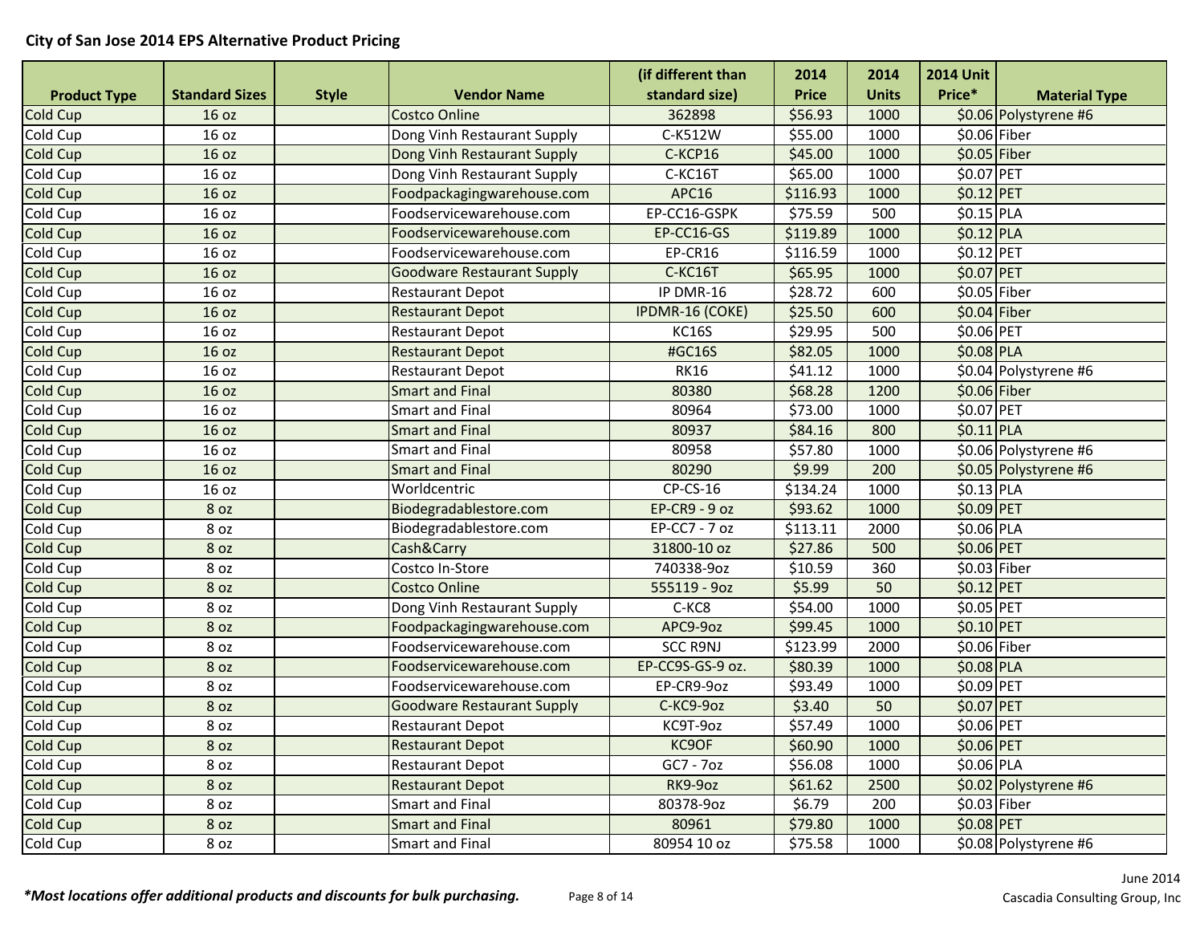## City of San Jose 2014 EPS Alternative Product Pricing

| Product Type | Standard Sizes | Style | Vendor Name | (if different than standard size) | 2014 Price | 2014 Units | 2014 Unit Price* | Material Type |
|---|---|---|---|---|---|---|---|---|
| Cold Cup | 16 oz | | Costco Online | 362898 | $56.93 | 1000 | $0.06 | Polystyrene #6 |
| Cold Cup | 16 oz | | Dong Vinh Restaurant Supply | C-K512W | $55.00 | 1000 | $0.06 | Fiber |
| Cold Cup | 16 oz | | Dong Vinh Restaurant Supply | C-KCP16 | $45.00 | 1000 | $0.05 | Fiber |
| Cold Cup | 16 oz | | Dong Vinh Restaurant Supply | C-KC16T | $65.00 | 1000 | $0.07 | PET |
| Cold Cup | 16 oz | | Foodpackagingwarehouse.com | APC16 | $116.93 | 1000 | $0.12 | PET |
| Cold Cup | 16 oz | | Foodservicewarehouse.com | EP-CC16-GSPK | $75.59 | 500 | $0.15 | PLA |
| Cold Cup | 16 oz | | Foodservicewarehouse.com | EP-CC16-GS | $119.89 | 1000 | $0.12 | PLA |
| Cold Cup | 16 oz | | Foodservicewarehouse.com | EP-CR16 | $116.59 | 1000 | $0.12 | PET |
| Cold Cup | 16 oz | | Goodware Restaurant Supply | C-KC16T | $65.95 | 1000 | $0.07 | PET |
| Cold Cup | 16 oz | | Restaurant Depot | IP DMR-16 | $28.72 | 600 | $0.05 | Fiber |
| Cold Cup | 16 oz | | Restaurant Depot | IPDMR-16 (COKE) | $25.50 | 600 | $0.04 | Fiber |
| Cold Cup | 16 oz | | Restaurant Depot | KC16S | $29.95 | 500 | $0.06 | PET |
| Cold Cup | 16 oz | | Restaurant Depot | #GC16S | $82.05 | 1000 | $0.08 | PLA |
| Cold Cup | 16 oz | | Restaurant Depot | RK16 | $41.12 | 1000 | $0.04 | Polystyrene #6 |
| Cold Cup | 16 oz | | Smart and Final | 80380 | $68.28 | 1200 | $0.06 | Fiber |
| Cold Cup | 16 oz | | Smart and Final | 80964 | $73.00 | 1000 | $0.07 | PET |
| Cold Cup | 16 oz | | Smart and Final | 80937 | $84.16 | 800 | $0.11 | PLA |
| Cold Cup | 16 oz | | Smart and Final | 80958 | $57.80 | 1000 | $0.06 | Polystyrene #6 |
| Cold Cup | 16 oz | | Smart and Final | 80290 | $9.99 | 200 | $0.05 | Polystyrene #6 |
| Cold Cup | 16 oz | | Worldcentric | CP-CS-16 | $134.24 | 1000 | $0.13 | PLA |
| Cold Cup | 8 oz | | Biodegradablestore.com | EP-CR9 - 9 oz | $93.62 | 1000 | $0.09 | PET |
| Cold Cup | 8 oz | | Biodegradablestore.com | EP-CC7 - 7 oz | $113.11 | 2000 | $0.06 | PLA |
| Cold Cup | 8 oz | | Cash&Carry | 31800-10 oz | $27.86 | 500 | $0.06 | PET |
| Cold Cup | 8 oz | | Costco In-Store | 740338-9oz | $10.59 | 360 | $0.03 | Fiber |
| Cold Cup | 8 oz | | Costco Online | 555119 - 9oz | $5.99 | 50 | $0.12 | PET |
| Cold Cup | 8 oz | | Dong Vinh Restaurant Supply | C-KC8 | $54.00 | 1000 | $0.05 | PET |
| Cold Cup | 8 oz | | Foodpackagingwarehouse.com | APC9-9oz | $99.45 | 1000 | $0.10 | PET |
| Cold Cup | 8 oz | | Foodservicewarehouse.com | SCC R9NJ | $123.99 | 2000 | $0.06 | Fiber |
| Cold Cup | 8 oz | | Foodservicewarehouse.com | EP-CC9S-GS-9 oz. | $80.39 | 1000 | $0.08 | PLA |
| Cold Cup | 8 oz | | Foodservicewarehouse.com | EP-CR9-9oz | $93.49 | 1000 | $0.09 | PET |
| Cold Cup | 8 oz | | Goodware Restaurant Supply | C-KC9-9oz | $3.40 | 50 | $0.07 | PET |
| Cold Cup | 8 oz | | Restaurant Depot | KC9T-9oz | $57.49 | 1000 | $0.06 | PET |
| Cold Cup | 8 oz | | Restaurant Depot | KC9OF | $60.90 | 1000 | $0.06 | PET |
| Cold Cup | 8 oz | | Restaurant Depot | GC7 - 7oz | $56.08 | 1000 | $0.06 | PLA |
| Cold Cup | 8 oz | | Restaurant Depot | RK9-9oz | $61.62 | 2500 | $0.02 | Polystyrene #6 |
| Cold Cup | 8 oz | | Smart and Final | 80378-9oz | $6.79 | 200 | $0.03 | Fiber |
| Cold Cup | 8 oz | | Smart and Final | 80961 | $79.80 | 1000 | $0.08 | PET |
| Cold Cup | 8 oz | | Smart and Final | 80954 10 oz | $75.58 | 1000 | $0.08 | Polystyrene #6 |

***Most locations offer additional products and discounts for bulk purchasing.***

June 2014
Cascadia Consulting Group, Inc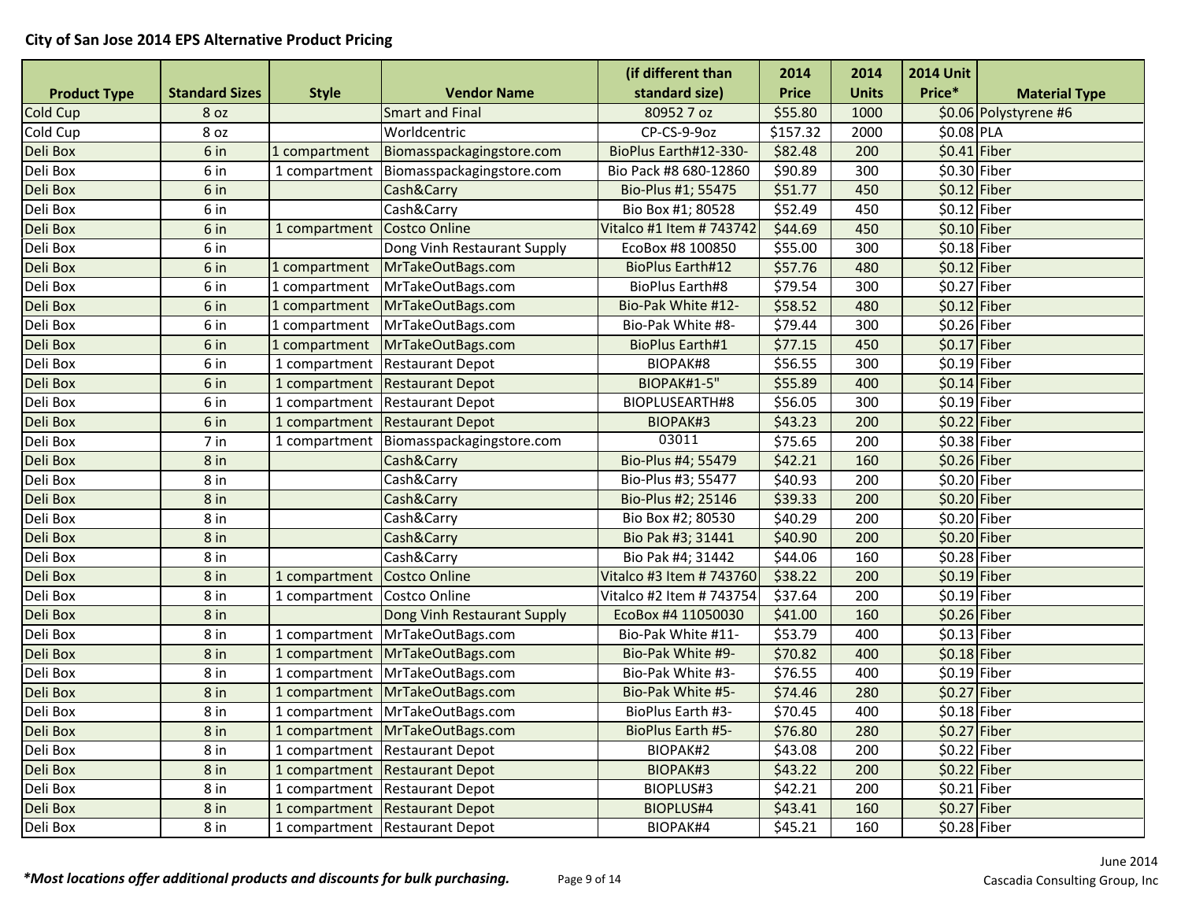## City of San Jose 2014 EPS Alternative Product Pricing

| Product Type | Standard Sizes | Style | Vendor Name | (if different than standard size) | 2014 Price | 2014 Units | 2014 Unit Price* | Material Type |
|---|---|---|---|---|---|---|---|---|
| Cold Cup | 8 oz | | Smart and Final | 80952 7 oz | $55.80 | 1000 | $0.06 | Polystyrene #6 |
| Cold Cup | 8 oz | | Worldcentric | CP-CS-9-9oz | $157.32 | 2000 | $0.08 | PLA |
| Deli Box | 6 in | 1 compartment | Biomasspackagingstore.com | BioPlus Earth#12-330- | $82.48 | 200 | $0.41 | Fiber |
| Deli Box | 6 in | 1 compartment | Biomasspackagingstore.com | Bio Pack #8 680-12860 | $90.89 | 300 | $0.30 | Fiber |
| Deli Box | 6 in | | Cash&Carry | Bio-Plus #1; 55475 | $51.77 | 450 | $0.12 | Fiber |
| Deli Box | 6 in | | Cash&Carry | Bio Box #1; 80528 | $52.49 | 450 | $0.12 | Fiber |
| Deli Box | 6 in | 1 compartment | Costco Online | Vitalco #1 Item # 743742 | $44.69 | 450 | $0.10 | Fiber |
| Deli Box | 6 in | | Dong Vinh Restaurant Supply | EcoBox #8 100850 | $55.00 | 300 | $0.18 | Fiber |
| Deli Box | 6 in | 1 compartment | MrTakeOutBags.com | BioPlus Earth#12 | $57.76 | 480 | $0.12 | Fiber |
| Deli Box | 6 in | 1 compartment | MrTakeOutBags.com | BioPlus Earth#8 | $79.54 | 300 | $0.27 | Fiber |
| Deli Box | 6 in | 1 compartment | MrTakeOutBags.com | Bio-Pak White #12- | $58.52 | 480 | $0.12 | Fiber |
| Deli Box | 6 in | 1 compartment | MrTakeOutBags.com | Bio-Pak White #8- | $79.44 | 300 | $0.26 | Fiber |
| Deli Box | 6 in | 1 compartment | MrTakeOutBags.com | BioPlus Earth#1 | $77.15 | 450 | $0.17 | Fiber |
| Deli Box | 6 in | 1 compartment | Restaurant Depot | BIOPAK#8 | $56.55 | 300 | $0.19 | Fiber |
| Deli Box | 6 in | 1 compartment | Restaurant Depot | BIOPAK#1-5" | $55.89 | 400 | $0.14 | Fiber |
| Deli Box | 6 in | 1 compartment | Restaurant Depot | BIOPLUSEARTH#8 | $56.05 | 300 | $0.19 | Fiber |
| Deli Box | 6 in | 1 compartment | Restaurant Depot | BIOPAK#3 | $43.23 | 200 | $0.22 | Fiber |
| Deli Box | 7 in | 1 compartment | Biomasspackagingstore.com | 03011 | $75.65 | 200 | $0.38 | Fiber |
| Deli Box | 8 in | | Cash&Carry | Bio-Plus #4; 55479 | $42.21 | 160 | $0.26 | Fiber |
| Deli Box | 8 in | | Cash&Carry | Bio-Plus #3; 55477 | $40.93 | 200 | $0.20 | Fiber |
| Deli Box | 8 in | | Cash&Carry | Bio-Plus #2; 25146 | $39.33 | 200 | $0.20 | Fiber |
| Deli Box | 8 in | | Cash&Carry | Bio Box #2; 80530 | $40.29 | 200 | $0.20 | Fiber |
| Deli Box | 8 in | | Cash&Carry | Bio Pak #3; 31441 | $40.90 | 200 | $0.20 | Fiber |
| Deli Box | 8 in | | Cash&Carry | Bio Pak #4; 31442 | $44.06 | 160 | $0.28 | Fiber |
| Deli Box | 8 in | 1 compartment | Costco Online | Vitalco #3 Item # 743760 | $38.22 | 200 | $0.19 | Fiber |
| Deli Box | 8 in | 1 compartment | Costco Online | Vitalco #2 Item # 743754 | $37.64 | 200 | $0.19 | Fiber |
| Deli Box | 8 in | | Dong Vinh Restaurant Supply | EcoBox #4 11050030 | $41.00 | 160 | $0.26 | Fiber |
| Deli Box | 8 in | 1 compartment | MrTakeOutBags.com | Bio-Pak White #11- | $53.79 | 400 | $0.13 | Fiber |
| Deli Box | 8 in | 1 compartment | MrTakeOutBags.com | Bio-Pak White #9- | $70.82 | 400 | $0.18 | Fiber |
| Deli Box | 8 in | 1 compartment | MrTakeOutBags.com | Bio-Pak White #3- | $76.55 | 400 | $0.19 | Fiber |
| Deli Box | 8 in | 1 compartment | MrTakeOutBags.com | Bio-Pak White #5- | $74.46 | 280 | $0.27 | Fiber |
| Deli Box | 8 in | 1 compartment | MrTakeOutBags.com | BioPlus Earth #3- | $70.45 | 400 | $0.18 | Fiber |
| Deli Box | 8 in | 1 compartment | MrTakeOutBags.com | BioPlus Earth #5- | $76.80 | 280 | $0.27 | Fiber |
| Deli Box | 8 in | 1 compartment | Restaurant Depot | BIOPAK#2 | $43.08 | 200 | $0.22 | Fiber |
| Deli Box | 8 in | 1 compartment | Restaurant Depot | BIOPAK#3 | $43.22 | 200 | $0.22 | Fiber |
| Deli Box | 8 in | 1 compartment | Restaurant Depot | BIOPLUS#3 | $42.21 | 200 | $0.21 | Fiber |
| Deli Box | 8 in | 1 compartment | Restaurant Depot | BIOPLUS#4 | $43.41 | 160 | $0.27 | Fiber |
| Deli Box | 8 in | 1 compartment | Restaurant Depot | BIOPAK#4 | $45.21 | 160 | $0.28 | Fiber |

*\*Most locations offer additional products and discounts for bulk purchasing.*

June 2014
Cascadia Consulting Group, Inc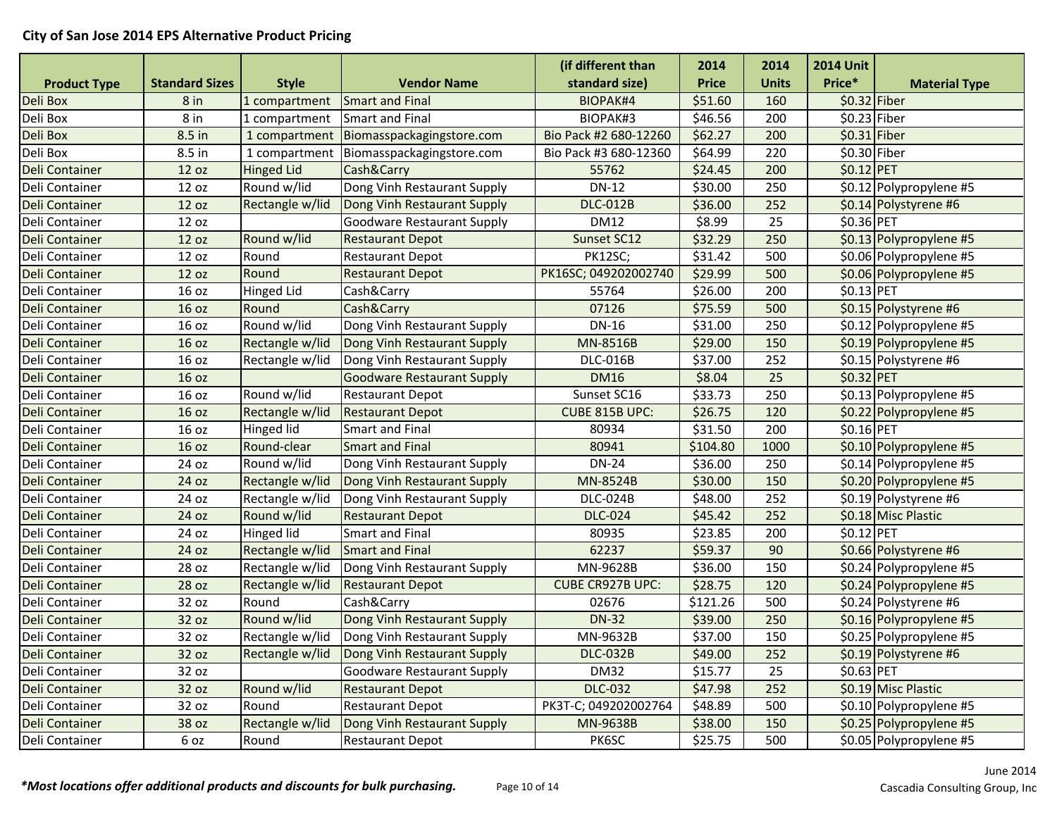# City of San Jose 2014 EPS Alternative Product Pricing

| Product Type | Standard Sizes | Style | Vendor Name | (if different than standard size) | 2014 Price | 2014 Units | 2014 Unit Price* | Material Type |
|---|---|---|---|---|---|---|---|---|
| Deli Box | 8 in | 1 compartment | Smart and Final | BIOPAK#4 | $51.60 | 160 | $0.32 | Fiber |
| Deli Box | 8 in | 1 compartment | Smart and Final | BIOPAK#3 | $46.56 | 200 | $0.23 | Fiber |
| Deli Box | 8.5 in | 1 compartment | Biomasspackagingstore.com | Bio Pack #2 680-12260 | $62.27 | 200 | $0.31 | Fiber |
| Deli Box | 8.5 in | 1 compartment | Biomasspackagingstore.com | Bio Pack #3 680-12360 | $64.99 | 220 | $0.30 | Fiber |
| Deli Container | 12 oz | Hinged Lid | Cash&Carry | 55762 | $24.45 | 200 | $0.12 | PET |
| Deli Container | 12 oz | Round w/lid | Dong Vinh Restaurant Supply | DN-12 | $30.00 | 250 | $0.12 | Polypropylene #5 |
| Deli Container | 12 oz | Rectangle w/lid | Dong Vinh Restaurant Supply | DLC-012B | $36.00 | 252 | $0.14 | Polystyrene #6 |
| Deli Container | 12 oz | | Goodware Restaurant Supply | DM12 | $8.99 | 25 | $0.36 | PET |
| Deli Container | 12 oz | Round w/lid | Restaurant Depot | Sunset SC12 | $32.29 | 250 | $0.13 | Polypropylene #5 |
| Deli Container | 12 oz | Round | Restaurant Depot | PK12SC; | $31.42 | 500 | $0.06 | Polypropylene #5 |
| Deli Container | 12 oz | Round | Restaurant Depot | PK16SC; 049202002740 | $29.99 | 500 | $0.06 | Polypropylene #5 |
| Deli Container | 16 oz | Hinged Lid | Cash&Carry | 55764 | $26.00 | 200 | $0.13 | PET |
| Deli Container | 16 oz | Round | Cash&Carry | 07126 | $75.59 | 500 | $0.15 | Polystyrene #6 |
| Deli Container | 16 oz | Round w/lid | Dong Vinh Restaurant Supply | DN-16 | $31.00 | 250 | $0.12 | Polypropylene #5 |
| Deli Container | 16 oz | Rectangle w/lid | Dong Vinh Restaurant Supply | MN-8516B | $29.00 | 150 | $0.19 | Polypropylene #5 |
| Deli Container | 16 oz | Rectangle w/lid | Dong Vinh Restaurant Supply | DLC-016B | $37.00 | 252 | $0.15 | Polystyrene #6 |
| Deli Container | 16 oz | | Goodware Restaurant Supply | DM16 | $8.04 | 25 | $0.32 | PET |
| Deli Container | 16 oz | Round w/lid | Restaurant Depot | Sunset SC16 | $33.73 | 250 | $0.13 | Polypropylene #5 |
| Deli Container | 16 oz | Rectangle w/lid | Restaurant Depot | CUBE 815B UPC: | $26.75 | 120 | $0.22 | Polypropylene #5 |
| Deli Container | 16 oz | Hinged lid | Smart and Final | 80934 | $31.50 | 200 | $0.16 | PET |
| Deli Container | 16 oz | Round-clear | Smart and Final | 80941 | $104.80 | 1000 | $0.10 | Polypropylene #5 |
| Deli Container | 24 oz | Round w/lid | Dong Vinh Restaurant Supply | DN-24 | $36.00 | 250 | $0.14 | Polypropylene #5 |
| Deli Container | 24 oz | Rectangle w/lid | Dong Vinh Restaurant Supply | MN-8524B | $30.00 | 150 | $0.20 | Polypropylene #5 |
| Deli Container | 24 oz | Rectangle w/lid | Dong Vinh Restaurant Supply | DLC-024B | $48.00 | 252 | $0.19 | Polystyrene #6 |
| Deli Container | 24 oz | Round w/lid | Restaurant Depot | DLC-024 | $45.42 | 252 | $0.18 | Misc Plastic |
| Deli Container | 24 oz | Hinged lid | Smart and Final | 80935 | $23.85 | 200 | $0.12 | PET |
| Deli Container | 24 oz | Rectangle w/lid | Smart and Final | 62237 | $59.37 | 90 | $0.66 | Polystyrene #6 |
| Deli Container | 28 oz | Rectangle w/lid | Dong Vinh Restaurant Supply | MN-9628B | $36.00 | 150 | $0.24 | Polypropylene #5 |
| Deli Container | 28 oz | Rectangle w/lid | Restaurant Depot | CUBE CR927B UPC: | $28.75 | 120 | $0.24 | Polypropylene #5 |
| Deli Container | 32 oz | Round | Cash&Carry | 02676 | $121.26 | 500 | $0.24 | Polystyrene #6 |
| Deli Container | 32 oz | Round w/lid | Dong Vinh Restaurant Supply | DN-32 | $39.00 | 250 | $0.16 | Polypropylene #5 |
| Deli Container | 32 oz | Rectangle w/lid | Dong Vinh Restaurant Supply | MN-9632B | $37.00 | 150 | $0.25 | Polypropylene #5 |
| Deli Container | 32 oz | Rectangle w/lid | Dong Vinh Restaurant Supply | DLC-032B | $49.00 | 252 | $0.19 | Polystyrene #6 |
| Deli Container | 32 oz | | Goodware Restaurant Supply | DM32 | $15.77 | 25 | $0.63 | PET |
| Deli Container | 32 oz | Round w/lid | Restaurant Depot | DLC-032 | $47.98 | 252 | $0.19 | Misc Plastic |
| Deli Container | 32 oz | Round | Restaurant Depot | PK3T-C; 049202002764 | $48.89 | 500 | $0.10 | Polypropylene #5 |
| Deli Container | 38 oz | Rectangle w/lid | Dong Vinh Restaurant Supply | MN-9638B | $38.00 | 150 | $0.25 | Polypropylene #5 |
| Deli Container | 6 oz | Round | Restaurant Depot | PK6SC | $25.75 | 500 | $0.05 | Polypropylene #5 |

***Most locations offer additional products and discounts for bulk purchasing.***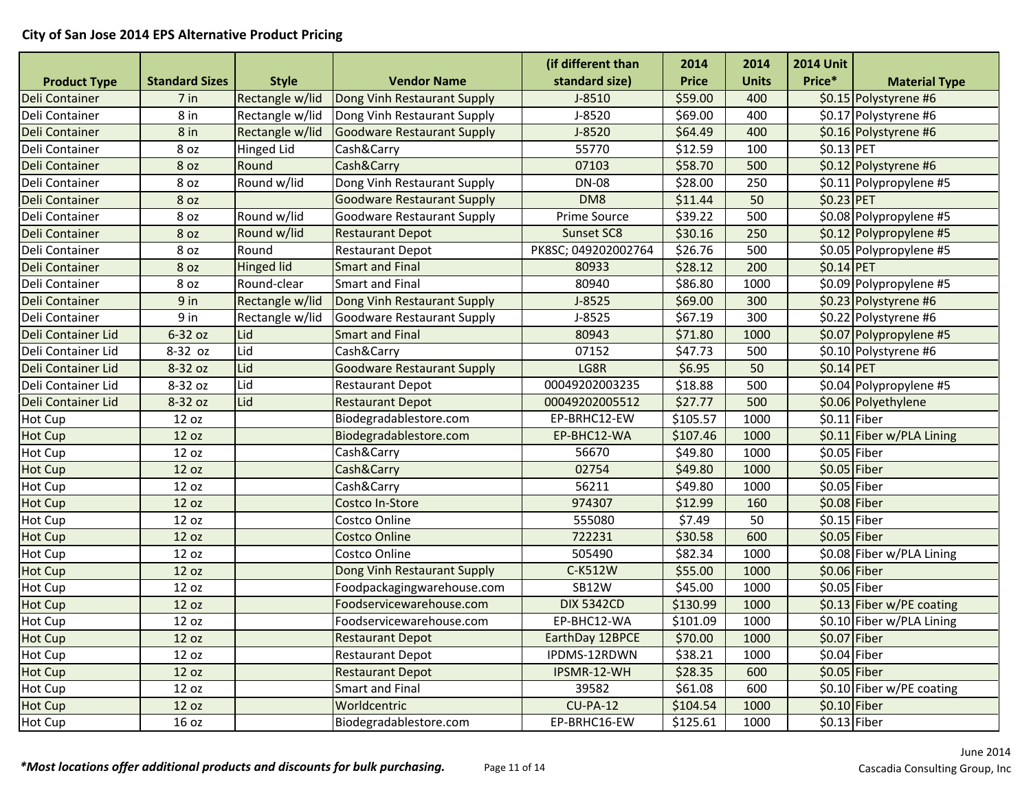**City of San Jose 2014 EPS Alternative Product Pricing**

| Product Type | Standard Sizes | Style | Vendor Name | (if different than standard size) | 2014 Price | 2014 Units | 2014 Unit Price* | Material Type |
|---|---|---|---|---|---|---|---|---|
| Deli Container | 7 in | Rectangle w/lid | Dong Vinh Restaurant Supply | J-8510 | $59.00 | 400 | $0.15 | Polystyrene #6 |
| Deli Container | 8 in | Rectangle w/lid | Dong Vinh Restaurant Supply | J-8520 | $69.00 | 400 | $0.17 | Polystyrene #6 |
| Deli Container | 8 in | Rectangle w/lid | Goodware Restaurant Supply | J-8520 | $64.49 | 400 | $0.16 | Polystyrene #6 |
| Deli Container | 8 oz | Hinged Lid | Cash&Carry | 55770 | $12.59 | 100 | $0.13 | PET |
| Deli Container | 8 oz | Round | Cash&Carry | 07103 | $58.70 | 500 | $0.12 | Polystyrene #6 |
| Deli Container | 8 oz | Round w/lid | Dong Vinh Restaurant Supply | DN-08 | $28.00 | 250 | $0.11 | Polypropylene #5 |
| Deli Container | 8 oz | | Goodware Restaurant Supply | DM8 | $11.44 | 50 | $0.23 | PET |
| Deli Container | 8 oz | Round w/lid | Goodware Restaurant Supply | Prime Source | $39.22 | 500 | $0.08 | Polypropylene #5 |
| Deli Container | 8 oz | Round w/lid | Restaurant Depot | Sunset SC8 | $30.16 | 250 | $0.12 | Polypropylene #5 |
| Deli Container | 8 oz | Round | Restaurant Depot | PK8SC; 049202002764 | $26.76 | 500 | $0.05 | Polypropylene #5 |
| Deli Container | 8 oz | Hinged lid | Smart and Final | 80933 | $28.12 | 200 | $0.14 | PET |
| Deli Container | 8 oz | Round-clear | Smart and Final | 80940 | $86.80 | 1000 | $0.09 | Polypropylene #5 |
| Deli Container | 9 in | Rectangle w/lid | Dong Vinh Restaurant Supply | J-8525 | $69.00 | 300 | $0.23 | Polystyrene #6 |
| Deli Container | 9 in | Rectangle w/lid | Goodware Restaurant Supply | J-8525 | $67.19 | 300 | $0.22 | Polystyrene #6 |
| Deli Container Lid | 6-32 oz | Lid | Smart and Final | 80943 | $71.80 | 1000 | $0.07 | Polypropylene #5 |
| Deli Container Lid | 8-32 oz | Lid | Cash&Carry | 07152 | $47.73 | 500 | $0.10 | Polystyrene #6 |
| Deli Container Lid | 8-32 oz | Lid | Goodware Restaurant Supply | LG8R | $6.95 | 50 | $0.14 | PET |
| Deli Container Lid | 8-32 oz | Lid | Restaurant Depot | 00049202003235 | $18.88 | 500 | $0.04 | Polypropylene #5 |
| Deli Container Lid | 8-32 oz | Lid | Restaurant Depot | 00049202005512 | $27.77 | 500 | $0.06 | Polyethylene |
| Hot Cup | 12 oz | | Biodegradablestore.com | EP-BRHC12-EW | $105.57 | 1000 | $0.11 | Fiber |
| Hot Cup | 12 oz | | Biodegradablestore.com | EP-BHC12-WA | $107.46 | 1000 | $0.11 | Fiber w/PLA Lining |
| Hot Cup | 12 oz | | Cash&Carry | 56670 | $49.80 | 1000 | $0.05 | Fiber |
| Hot Cup | 12 oz | | Cash&Carry | 02754 | $49.80 | 1000 | $0.05 | Fiber |
| Hot Cup | 12 oz | | Cash&Carry | 56211 | $49.80 | 1000 | $0.05 | Fiber |
| Hot Cup | 12 oz | | Costco In-Store | 974307 | $12.99 | 160 | $0.08 | Fiber |
| Hot Cup | 12 oz | | Costco Online | 555080 | $7.49 | 50 | $0.15 | Fiber |
| Hot Cup | 12 oz | | Costco Online | 722231 | $30.58 | 600 | $0.05 | Fiber |
| Hot Cup | 12 oz | | Costco Online | 505490 | $82.34 | 1000 | $0.08 | Fiber w/PLA Lining |
| Hot Cup | 12 oz | | Dong Vinh Restaurant Supply | C-K512W | $55.00 | 1000 | $0.06 | Fiber |
| Hot Cup | 12 oz | | Foodpackagingwarehouse.com | SB12W | $45.00 | 1000 | $0.05 | Fiber |
| Hot Cup | 12 oz | | Foodservicewarehouse.com | DIX 5342CD | $130.99 | 1000 | $0.13 | Fiber w/PE coating |
| Hot Cup | 12 oz | | Foodservicewarehouse.com | EP-BHC12-WA | $101.09 | 1000 | $0.10 | Fiber w/PLA Lining |
| Hot Cup | 12 oz | | Restaurant Depot | EarthDay 12BPCE | $70.00 | 1000 | $0.07 | Fiber |
| Hot Cup | 12 oz | | Restaurant Depot | IPDMS-12RDWN | $38.21 | 1000 | $0.04 | Fiber |
| Hot Cup | 12 oz | | Restaurant Depot | IPSMR-12-WH | $28.35 | 600 | $0.05 | Fiber |
| Hot Cup | 12 oz | | Smart and Final | 39582 | $61.08 | 600 | $0.10 | Fiber w/PE coating |
| Hot Cup | 12 oz | | Worldcentric | CU-PA-12 | $104.54 | 1000 | $0.10 | Fiber |
| Hot Cup | 16 oz | | Biodegradablestore.com | EP-BRHC16-EW | $125.61 | 1000 | $0.13 | Fiber |

***Most locations offer additional products and discounts for bulk purchasing.***

June 2014
Cascadia Consulting Group, Inc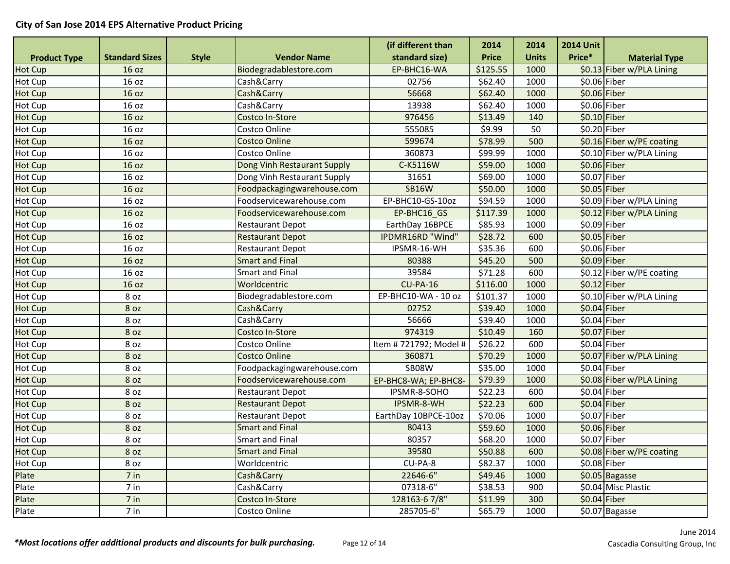## City of San Jose 2014 EPS Alternative Product Pricing

| Product Type | Standard Sizes | Style | Vendor Name | (if different than standard size) | 2014 Price | 2014 Units | 2014 Unit Price* | Material Type |
|---|---|---|---|---|---|---|---|---|
| Hot Cup | 16 oz | | Biodegradablestore.com | EP-BHC16-WA | $125.55 | 1000 | $0.13 | Fiber w/PLA Lining |
| Hot Cup | 16 oz | | Cash&Carry | 02756 | $62.40 | 1000 | $0.06 | Fiber |
| Hot Cup | 16 oz | | Cash&Carry | 56668 | $62.40 | 1000 | $0.06 | Fiber |
| Hot Cup | 16 oz | | Cash&Carry | 13938 | $62.40 | 1000 | $0.06 | Fiber |
| Hot Cup | 16 oz | | Costco In-Store | 976456 | $13.49 | 140 | $0.10 | Fiber |
| Hot Cup | 16 oz | | Costco Online | 555085 | $9.99 | 50 | $0.20 | Fiber |
| Hot Cup | 16 oz | | Costco Online | 599674 | $78.99 | 500 | $0.16 | Fiber w/PE coating |
| Hot Cup | 16 oz | | Costco Online | 360873 | $99.99 | 1000 | $0.10 | Fiber w/PLA Lining |
| Hot Cup | 16 oz | | Dong Vinh Restaurant Supply | C-K5116W | $59.00 | 1000 | $0.06 | Fiber |
| Hot Cup | 16 oz | | Dong Vinh Restaurant Supply | 31651 | $69.00 | 1000 | $0.07 | Fiber |
| Hot Cup | 16 oz | | Foodpackagingwarehouse.com | SB16W | $50.00 | 1000 | $0.05 | Fiber |
| Hot Cup | 16 oz | | Foodservicewarehouse.com | EP-BHC10-GS-10oz | $94.59 | 1000 | $0.09 | Fiber w/PLA Lining |
| Hot Cup | 16 oz | | Foodservicewarehouse.com | EP-BHC16_GS | $117.39 | 1000 | $0.12 | Fiber w/PLA Lining |
| Hot Cup | 16 oz | | Restaurant Depot | EarthDay 16BPCE | $85.93 | 1000 | $0.09 | Fiber |
| Hot Cup | 16 oz | | Restaurant Depot | IPDMR16RD "Wind" | $28.72 | 600 | $0.05 | Fiber |
| Hot Cup | 16 oz | | Restaurant Depot | IPSMR-16-WH | $35.36 | 600 | $0.06 | Fiber |
| Hot Cup | 16 oz | | Smart and Final | 80388 | $45.20 | 500 | $0.09 | Fiber |
| Hot Cup | 16 oz | | Smart and Final | 39584 | $71.28 | 600 | $0.12 | Fiber w/PE coating |
| Hot Cup | 16 oz | | Worldcentric | CU-PA-16 | $116.00 | 1000 | $0.12 | Fiber |
| Hot Cup | 8 oz | | Biodegradablestore.com | EP-BHC10-WA - 10 oz | $101.37 | 1000 | $0.10 | Fiber w/PLA Lining |
| Hot Cup | 8 oz | | Cash&Carry | 02752 | $39.40 | 1000 | $0.04 | Fiber |
| Hot Cup | 8 oz | | Cash&Carry | 56666 | $39.40 | 1000 | $0.04 | Fiber |
| Hot Cup | 8 oz | | Costco In-Store | 974319 | $10.49 | 160 | $0.07 | Fiber |
| Hot Cup | 8 oz | | Costco Online | Item # 721792; Model # | $26.22 | 600 | $0.04 | Fiber |
| Hot Cup | 8 oz | | Costco Online | 360871 | $70.29 | 1000 | $0.07 | Fiber w/PLA Lining |
| Hot Cup | 8 oz | | Foodpackagingwarehouse.com | SB08W | $35.00 | 1000 | $0.04 | Fiber |
| Hot Cup | 8 oz | | Foodservicewarehouse.com | EP-BHC8-WA; EP-BHC8- | $79.39 | 1000 | $0.08 | Fiber w/PLA Lining |
| Hot Cup | 8 oz | | Restaurant Depot | IPSMR-8-SOHO | $22.23 | 600 | $0.04 | Fiber |
| Hot Cup | 8 oz | | Restaurant Depot | IPSMR-8-WH | $22.23 | 600 | $0.04 | Fiber |
| Hot Cup | 8 oz | | Restaurant Depot | EarthDay 10BPCE-10oz | $70.06 | 1000 | $0.07 | Fiber |
| Hot Cup | 8 oz | | Smart and Final | 80413 | $59.60 | 1000 | $0.06 | Fiber |
| Hot Cup | 8 oz | | Smart and Final | 80357 | $68.20 | 1000 | $0.07 | Fiber |
| Hot Cup | 8 oz | | Smart and Final | 39580 | $50.88 | 600 | $0.08 | Fiber w/PE coating |
| Hot Cup | 8 oz | | Worldcentric | CU-PA-8 | $82.37 | 1000 | $0.08 | Fiber |
| Plate | 7 in | | Cash&Carry | 22646-6" | $49.46 | 1000 | $0.05 | Bagasse |
| Plate | 7 in | | Cash&Carry | 07318-6" | $38.53 | 900 | $0.04 | Misc Plastic |
| Plate | 7 in | | Costco In-Store | 128163-6 7/8" | $11.99 | 300 | $0.04 | Fiber |
| Plate | 7 in | | Costco Online | 285705-6" | $65.79 | 1000 | $0.07 | Bagasse |

***Most locations offer additional products and discounts for bulk purchasing.***

June 2014
Cascadia Consulting Group, Inc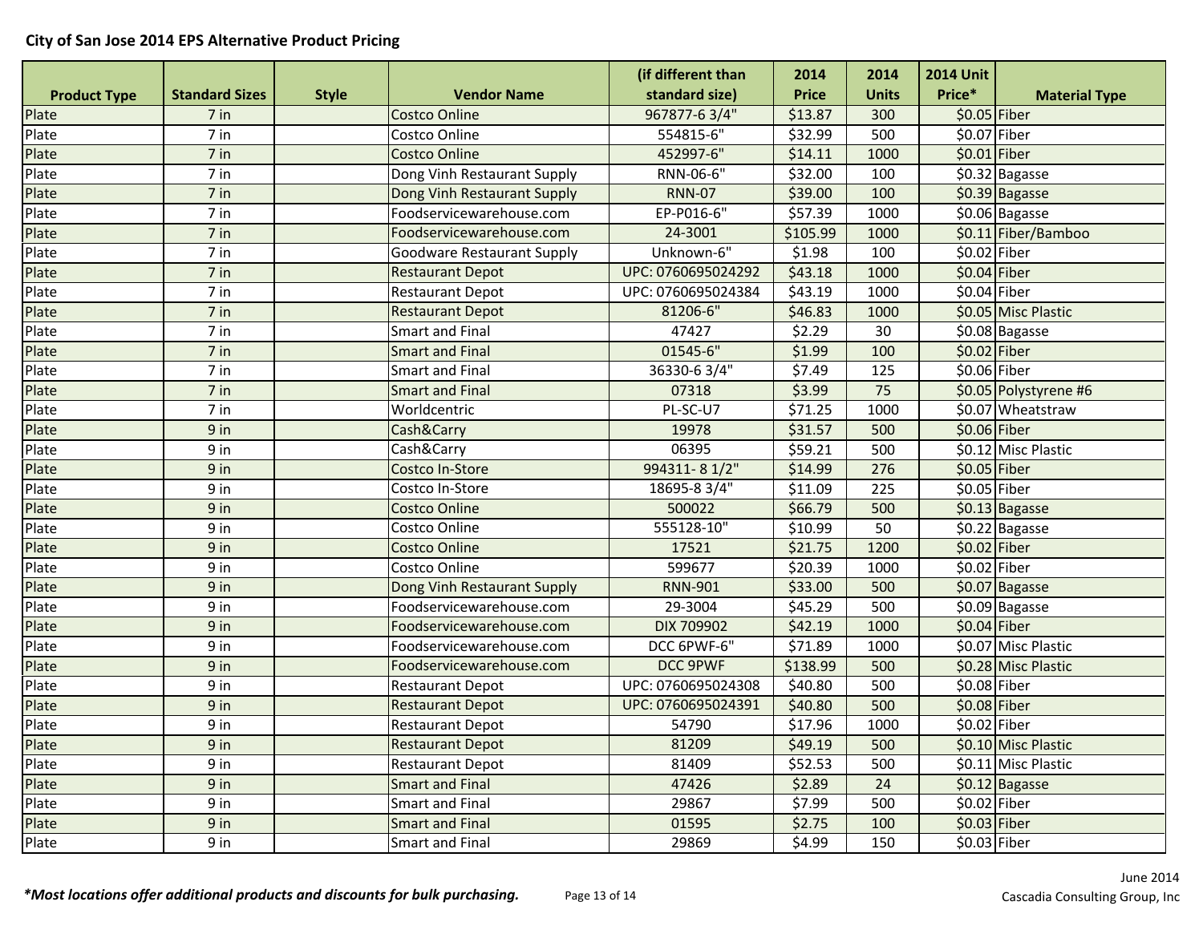# City of San Jose 2014 EPS Alternative Product Pricing

| Product Type | Standard Sizes | Style | Vendor Name | (if different than standard size) | 2014 Price | 2014 Units | 2014 Unit Price* | Material Type |
|---|---|---|---|---|---|---|---|---|
| Plate | 7 in | | Costco Online | 967877-6 3/4" | $13.87 | 300 | $0.05 | Fiber |
| Plate | 7 in | | Costco Online | 554815-6" | $32.99 | 500 | $0.07 | Fiber |
| Plate | 7 in | | Costco Online | 452997-6" | $14.11 | 1000 | $0.01 | Fiber |
| Plate | 7 in | | Dong Vinh Restaurant Supply | RNN-06-6" | $32.00 | 100 | $0.32 | Bagasse |
| Plate | 7 in | | Dong Vinh Restaurant Supply | RNN-07 | $39.00 | 100 | $0.39 | Bagasse |
| Plate | 7 in | | Foodservicewarehouse.com | EP-P016-6" | $57.39 | 1000 | $0.06 | Bagasse |
| Plate | 7 in | | Foodservicewarehouse.com | 24-3001 | $105.99 | 1000 | $0.11 | Fiber/Bamboo |
| Plate | 7 in | | Goodware Restaurant Supply | Unknown-6" | $1.98 | 100 | $0.02 | Fiber |
| Plate | 7 in | | Restaurant Depot | UPC: 0760695024292 | $43.18 | 1000 | $0.04 | Fiber |
| Plate | 7 in | | Restaurant Depot | UPC: 0760695024384 | $43.19 | 1000 | $0.04 | Fiber |
| Plate | 7 in | | Restaurant Depot | 81206-6" | $46.83 | 1000 | $0.05 | Misc Plastic |
| Plate | 7 in | | Smart and Final | 47427 | $2.29 | 30 | $0.08 | Bagasse |
| Plate | 7 in | | Smart and Final | 01545-6" | $1.99 | 100 | $0.02 | Fiber |
| Plate | 7 in | | Smart and Final | 36330-6 3/4" | $7.49 | 125 | $0.06 | Fiber |
| Plate | 7 in | | Smart and Final | 07318 | $3.99 | 75 | $0.05 | Polystyrene #6 |
| Plate | 7 in | | Worldcentric | PL-SC-U7 | $71.25 | 1000 | $0.07 | Wheatstraw |
| Plate | 9 in | | Cash&Carry | 19978 | $31.57 | 500 | $0.06 | Fiber |
| Plate | 9 in | | Cash&Carry | 06395 | $59.21 | 500 | $0.12 | Misc Plastic |
| Plate | 9 in | | Costco In-Store | 994311- 8 1/2" | $14.99 | 276 | $0.05 | Fiber |
| Plate | 9 in | | Costco In-Store | 18695-8 3/4" | $11.09 | 225 | $0.05 | Fiber |
| Plate | 9 in | | Costco Online | 500022 | $66.79 | 500 | $0.13 | Bagasse |
| Plate | 9 in | | Costco Online | 555128-10" | $10.99 | 50 | $0.22 | Bagasse |
| Plate | 9 in | | Costco Online | 17521 | $21.75 | 1200 | $0.02 | Fiber |
| Plate | 9 in | | Costco Online | 599677 | $20.39 | 1000 | $0.02 | Fiber |
| Plate | 9 in | | Dong Vinh Restaurant Supply | RNN-901 | $33.00 | 500 | $0.07 | Bagasse |
| Plate | 9 in | | Foodservicewarehouse.com | 29-3004 | $45.29 | 500 | $0.09 | Bagasse |
| Plate | 9 in | | Foodservicewarehouse.com | DIX 709902 | $42.19 | 1000 | $0.04 | Fiber |
| Plate | 9 in | | Foodservicewarehouse.com | DCC 6PWF-6" | $71.89 | 1000 | $0.07 | Misc Plastic |
| Plate | 9 in | | Foodservicewarehouse.com | DCC 9PWF | $138.99 | 500 | $0.28 | Misc Plastic |
| Plate | 9 in | | Restaurant Depot | UPC: 0760695024308 | $40.80 | 500 | $0.08 | Fiber |
| Plate | 9 in | | Restaurant Depot | UPC: 0760695024391 | $40.80 | 500 | $0.08 | Fiber |
| Plate | 9 in | | Restaurant Depot | 54790 | $17.96 | 1000 | $0.02 | Fiber |
| Plate | 9 in | | Restaurant Depot | 81209 | $49.19 | 500 | $0.10 | Misc Plastic |
| Plate | 9 in | | Restaurant Depot | 81409 | $52.53 | 500 | $0.11 | Misc Plastic |
| Plate | 9 in | | Smart and Final | 47426 | $2.89 | 24 | $0.12 | Bagasse |
| Plate | 9 in | | Smart and Final | 29867 | $7.99 | 500 | $0.02 | Fiber |
| Plate | 9 in | | Smart and Final | 01595 | $2.75 | 100 | $0.03 | Fiber |
| Plate | 9 in | | Smart and Final | 29869 | $4.99 | 150 | $0.03 | Fiber |

***Most locations offer additional products and discounts for bulk purchasing.***

June 2014
Cascadia Consulting Group, Inc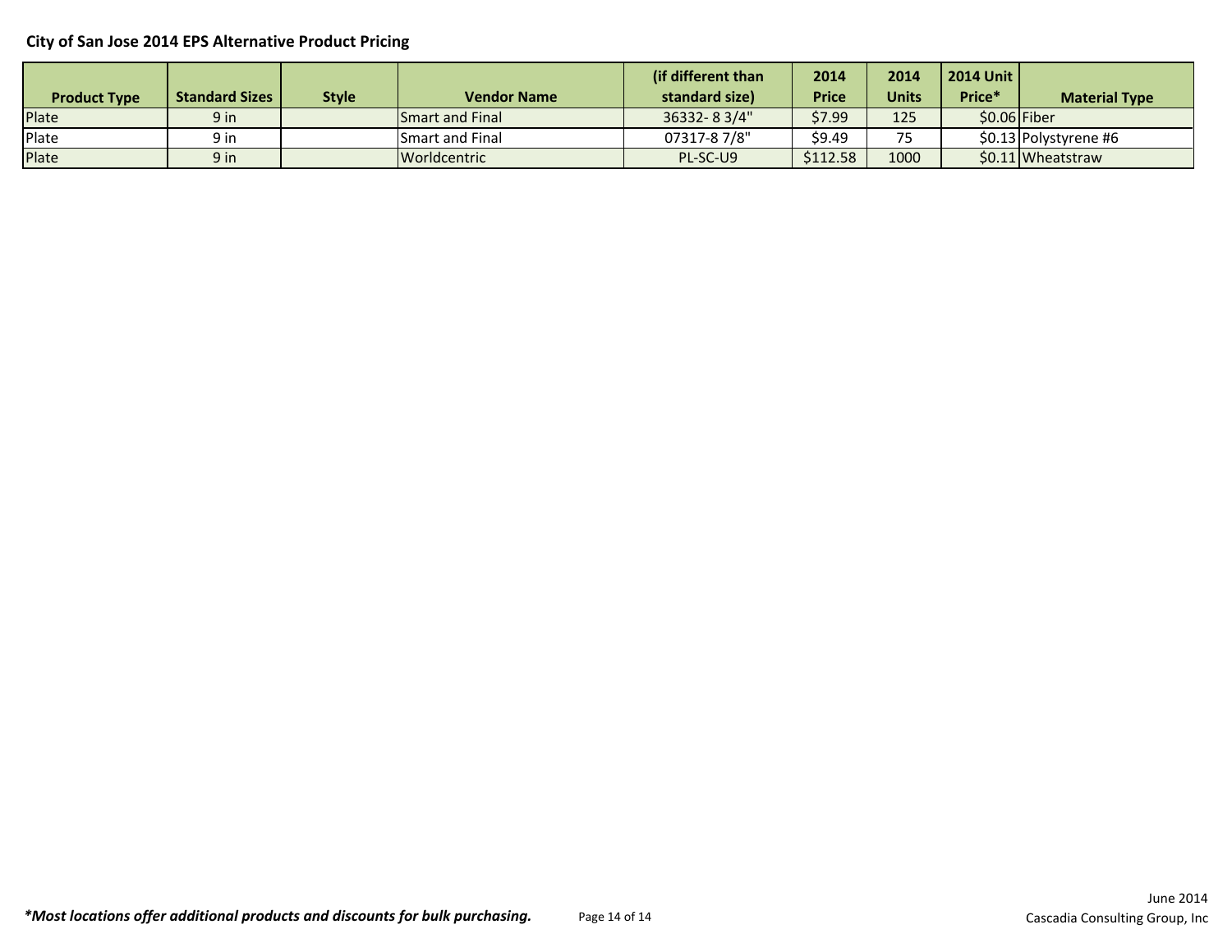**City of San Jose 2014 EPS Alternative Product Pricing**

| Product Type | Standard Sizes | Style | Vendor Name | (if different than standard size) | 2014 Price | 2014 Units | 2014 Unit Price* | Material Type |
|---|---|---|---|---|---|---|---|---|
| Plate | 9 in | | Smart and Final | 36332- 8 3/4" | $7.99 | 125 | $0.06 | Fiber |
| Plate | 9 in | | Smart and Final | 07317-8 7/8" | $9.49 | 75 | $0.13 | Polystyrene #6 |
| Plate | 9 in | | Worldcentric | PL-SC-U9 | $112.58 | 1000 | $0.11 | Wheatstraw |

***Most locations offer additional products and discounts for bulk purchasing.***

June 2014
Cascadia Consulting Group, Inc